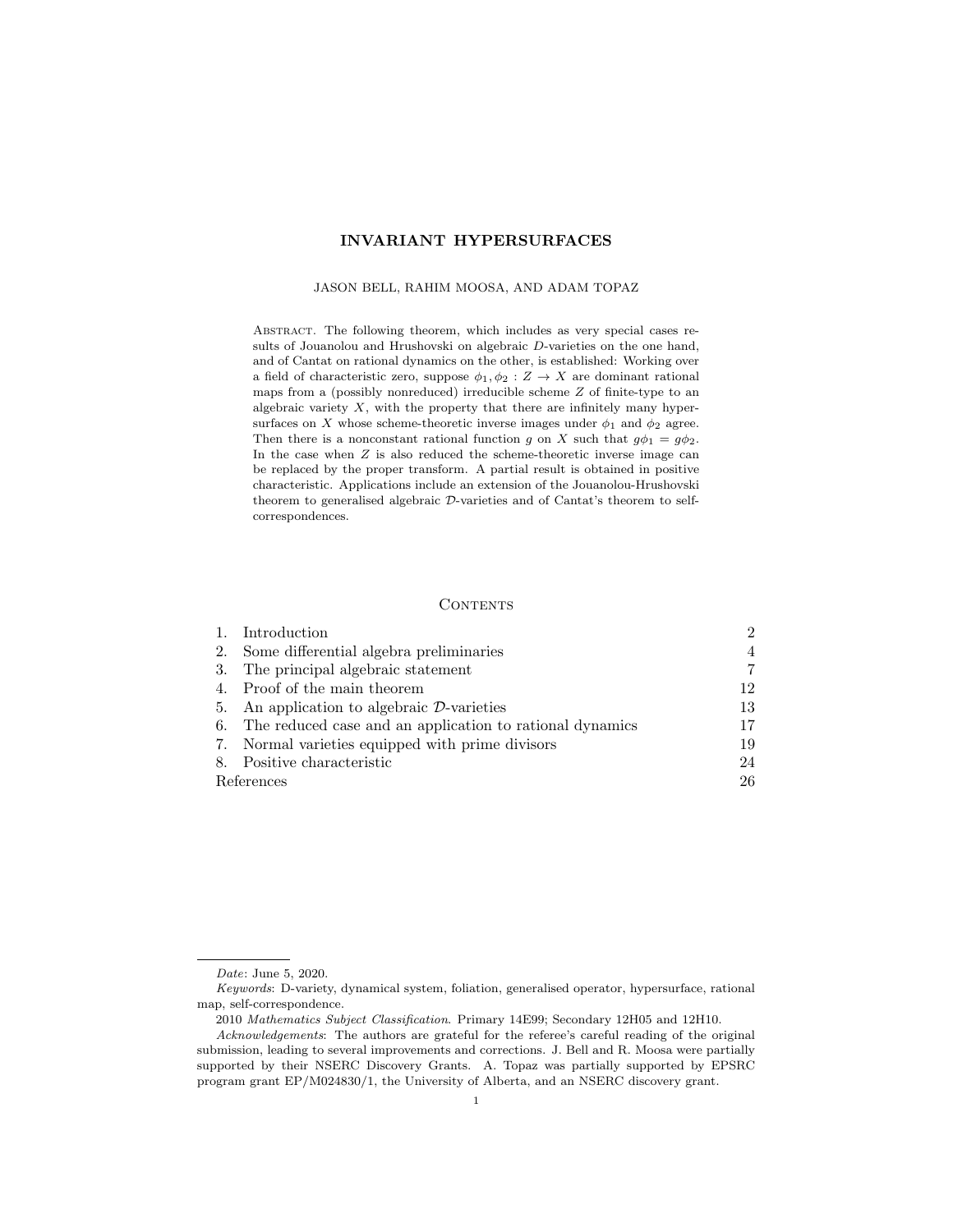# INVARIANT HYPERSURFACES

JASON BELL, RAHIM MOOSA, AND ADAM TOPAZ

Abstract. The following theorem, which includes as very special cases results of Jouanolou and Hrushovski on algebraic $D$-varieties on the one hand, and of Cantat on rational dynamics on the other, is established: Working over a field of characteristic zero, suppose $\phi_1, \phi_2 : Z \to X$ are dominant rational maps from a (possibly nonreduced) irreducible scheme $Z$ of finite-type to an algebraic variety $X$, with the property that there are infinitely many hypersurfaces on $X$ whose scheme-theoretic inverse images under $\phi_1$ and $\phi_2$ agree. Then there is a nonconstant rational function $g$ on $X$ such that $g\phi_1 = g\phi_2$. In the case when $Z$ is also reduced the scheme-theoretic inverse image can be replaced by the proper transform. A partial result is obtained in positive characteristic. Applications include an extension of the Jouanolou-Hrushovski theorem to generalised algebraic $\mathcal{D}$-varieties and of Cantat's theorem to self-correspondences.

## Contents

| | | |
|---|---|---|
| 1. | Introduction | 2 |
| 2. | Some differential algebra preliminaries | 4 |
| 3. | The principal algebraic statement | 7 |
| 4. | Proof of the main theorem | 12 |
| 5. | An application to algebraic $\mathcal{D}$-varieties | 13 |
| 6. | The reduced case and an application to rational dynamics | 17 |
| 7. | Normal varieties equipped with prime divisors | 19 |
| 8. | Positive characteristic | 24 |
| | References | 26 |

*Date*: June 5, 2020.

*Keywords*: D-variety, dynamical system, foliation, generalised operator, hypersurface, rational map, self-correspondence.

2010 *Mathematics Subject Classification*. Primary 14E99; Secondary 12H05 and 12H10.

*Acknowledgements*: The authors are grateful for the referee's careful reading of the original submission, leading to several improvements and corrections. J. Bell and R. Moosa were partially supported by their NSERC Discovery Grants. A. Topaz was partially supported by EPSRC program grant EP/M024830/1, the University of Alberta, and an NSERC discovery grant.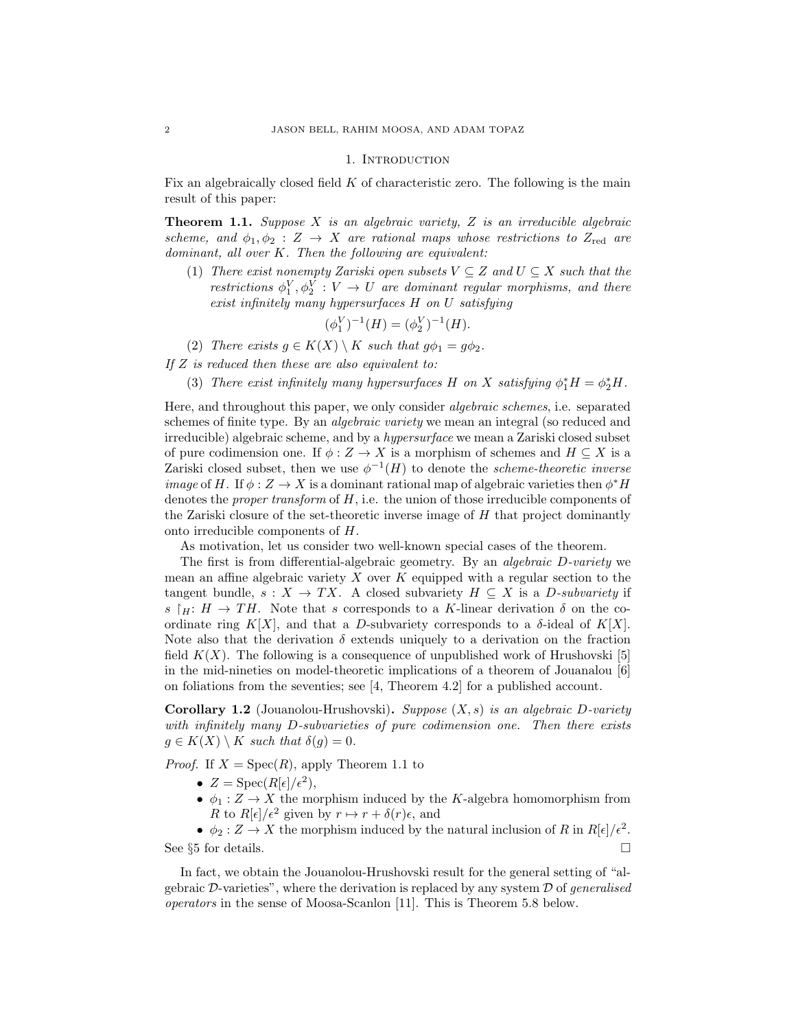## 1. Introduction

Fix an algebraically closed field $K$ of characteristic zero. The following is the main result of this paper:

**Theorem 1.1.** *Suppose $X$ is an algebraic variety, $Z$ is an irreducible algebraic scheme, and $\phi_1, \phi_2 : Z \to X$ are rational maps whose restrictions to $Z_{\mathrm{red}}$ are dominant, all over $K$. Then the following are equivalent:*

1. *There exist nonempty Zariski open subsets $V \subseteq Z$ and $U \subseteq X$ such that the restrictions $\phi_1^V, \phi_2^V : V \to U$ are dominant regular morphisms, and there exist infinitely many hypersurfaces $H$ on $U$ satisfying*
$$(\phi_1^V)^{-1}(H) = (\phi_2^V)^{-1}(H).$$
2. *There exists $g \in K(X) \setminus K$ such that $g\phi_1 = g\phi_2$.*

*If $Z$ is reduced then these are also equivalent to:*

3. *There exist infinitely many hypersurfaces $H$ on $X$ satisfying $\phi_1^* H = \phi_2^* H$.*

Here, and throughout this paper, we only consider *algebraic schemes*, i.e. separated schemes of finite type. By an *algebraic variety* we mean an integral (so reduced and irreducible) algebraic scheme, and by a *hypersurface* we mean a Zariski closed subset of pure codimension one. If $\phi : Z \to X$ is a morphism of schemes and $H \subseteq X$ is a Zariski closed subset, then we use $\phi^{-1}(H)$ to denote the *scheme-theoretic inverse image* of $H$. If $\phi : Z \to X$ is a dominant rational map of algebraic varieties then $\phi^* H$ denotes the *proper transform* of $H$, i.e. the union of those irreducible components of the Zariski closure of the set-theoretic inverse image of $H$ that project dominantly onto irreducible components of $H$.

As motivation, let us consider two well-known special cases of the theorem.

The first is from differential-algebraic geometry. By an *algebraic $D$-variety* we mean an affine algebraic variety $X$ over $K$ equipped with a regular section to the tangent bundle, $s : X \to TX$. A closed subvariety $H \subseteq X$ is a *$D$-subvariety* if $s\restriction_H : H \to TH$. Note that $s$ corresponds to a $K$-linear derivation $\delta$ on the coordinate ring $K[X]$, and that a $D$-subvariety corresponds to a $\delta$-ideal of $K[X]$. Note also that the derivation $\delta$ extends uniquely to a derivation on the fraction field $K(X)$. The following is a consequence of unpublished work of Hrushovski [5] in the mid-nineties on model-theoretic implications of a theorem of Jouanalou [6] on foliations from the seventies; see [4, Theorem 4.2] for a published account.

**Corollary 1.2** (Jouanolou-Hrushovski)**.** *Suppose $(X, s)$ is an algebraic $D$-variety with infinitely many $D$-subvarieties of pure codimension one. Then there exists $g \in K(X) \setminus K$ such that $\delta(g) = 0$.*

*Proof.* If $X = \mathrm{Spec}(R)$, apply Theorem 1.1 to

- $Z = \mathrm{Spec}(R[\epsilon]/\epsilon^2)$,
- $\phi_1 : Z \to X$ the morphism induced by the $K$-algebra homomorphism from $R$ to $R[\epsilon]/\epsilon^2$ given by $r \mapsto r + \delta(r)\epsilon$, and
- $\phi_2 : Z \to X$ the morphism induced by the natural inclusion of $R$ in $R[\epsilon]/\epsilon^2$.

See §5 for details. $\square$

In fact, we obtain the Jouanolou-Hrushovski result for the general setting of "algebraic $\mathcal{D}$-varieties", where the derivation is replaced by any system $\mathcal{D}$ of *generalised operators* in the sense of Moosa-Scanlon [11]. This is Theorem 5.8 below.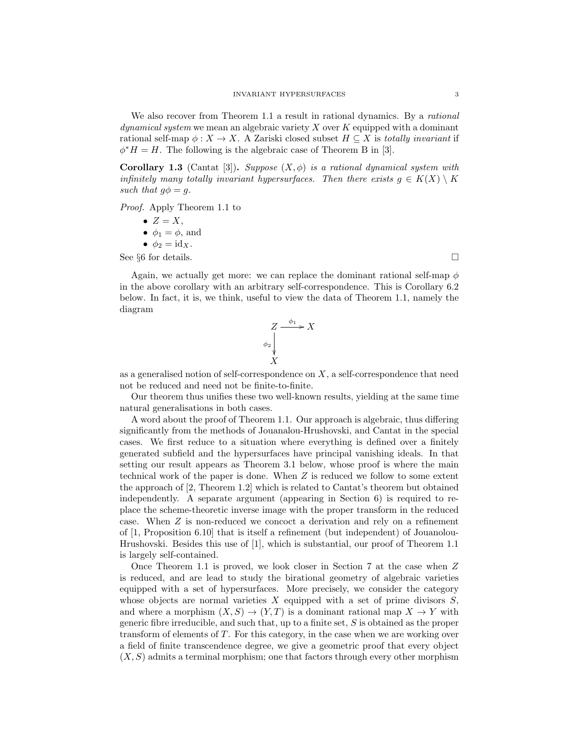We also recover from Theorem 1.1 a result in rational dynamics. By a *rational dynamical system* we mean an algebraic variety $X$ over $K$ equipped with a dominant rational self-map $\phi : X \to X$. A Zariski closed subset $H \subseteq X$ is *totally invariant* if $\phi^* H = H$. The following is the algebraic case of Theorem B in [3].

**Corollary 1.3** (Cantat [3])**.** *Suppose $(X, \phi)$ is a rational dynamical system with infinitely many totally invariant hypersurfaces. Then there exists $g \in K(X) \setminus K$ such that $g\phi = g$.*

*Proof.* Apply Theorem 1.1 to

- $Z = X$,
- $\phi_1 = \phi$, and
- $\phi_2 = \mathrm{id}_X$.

See §6 for details. □

Again, we actually get more: we can replace the dominant rational self-map $\phi$ in the above corollary with an arbitrary self-correspondence. This is Corollary 6.2 below. In fact, it is, we think, useful to view the data of Theorem 1.1, namely the diagram

$$\begin{array}{ccc} Z & \xrightarrow{\phi_1} & X \\ {\scriptstyle \phi_2}\downarrow & & \\ X & & \end{array}$$

as a generalised notion of self-correspondence on $X$, a self-correspondence that need not be reduced and need not be finite-to-finite.

Our theorem thus unifies these two well-known results, yielding at the same time natural generalisations in both cases.

A word about the proof of Theorem 1.1. Our approach is algebraic, thus differing significantly from the methods of Jouanalou-Hrushovski, and Cantat in the special cases. We first reduce to a situation where everything is defined over a finitely generated subfield and the hypersurfaces have principal vanishing ideals. In that setting our result appears as Theorem 3.1 below, whose proof is where the main technical work of the paper is done. When $Z$ is reduced we follow to some extent the approach of [2, Theorem 1.2] which is related to Cantat's theorem but obtained independently. A separate argument (appearing in Section 6) is required to replace the scheme-theoretic inverse image with the proper transform in the reduced case. When $Z$ is non-reduced we concoct a derivation and rely on a refinement of [1, Proposition 6.10] that is itself a refinement (but independent) of Jouanolou-Hrushovski. Besides this use of [1], which is substantial, our proof of Theorem 1.1 is largely self-contained.

Once Theorem 1.1 is proved, we look closer in Section 7 at the case when $Z$ is reduced, and are lead to study the birational geometry of algebraic varieties equipped with a set of hypersurfaces. More precisely, we consider the category whose objects are normal varieties $X$ equipped with a set of prime divisors $S$, and where a morphism $(X, S) \to (Y, T)$ is a dominant rational map $X \to Y$ with generic fibre irreducible, and such that, up to a finite set, $S$ is obtained as the proper transform of elements of $T$. For this category, in the case when we are working over a field of finite transcendence degree, we give a geometric proof that every object $(X, S)$ admits a terminal morphism; one that factors through every other morphism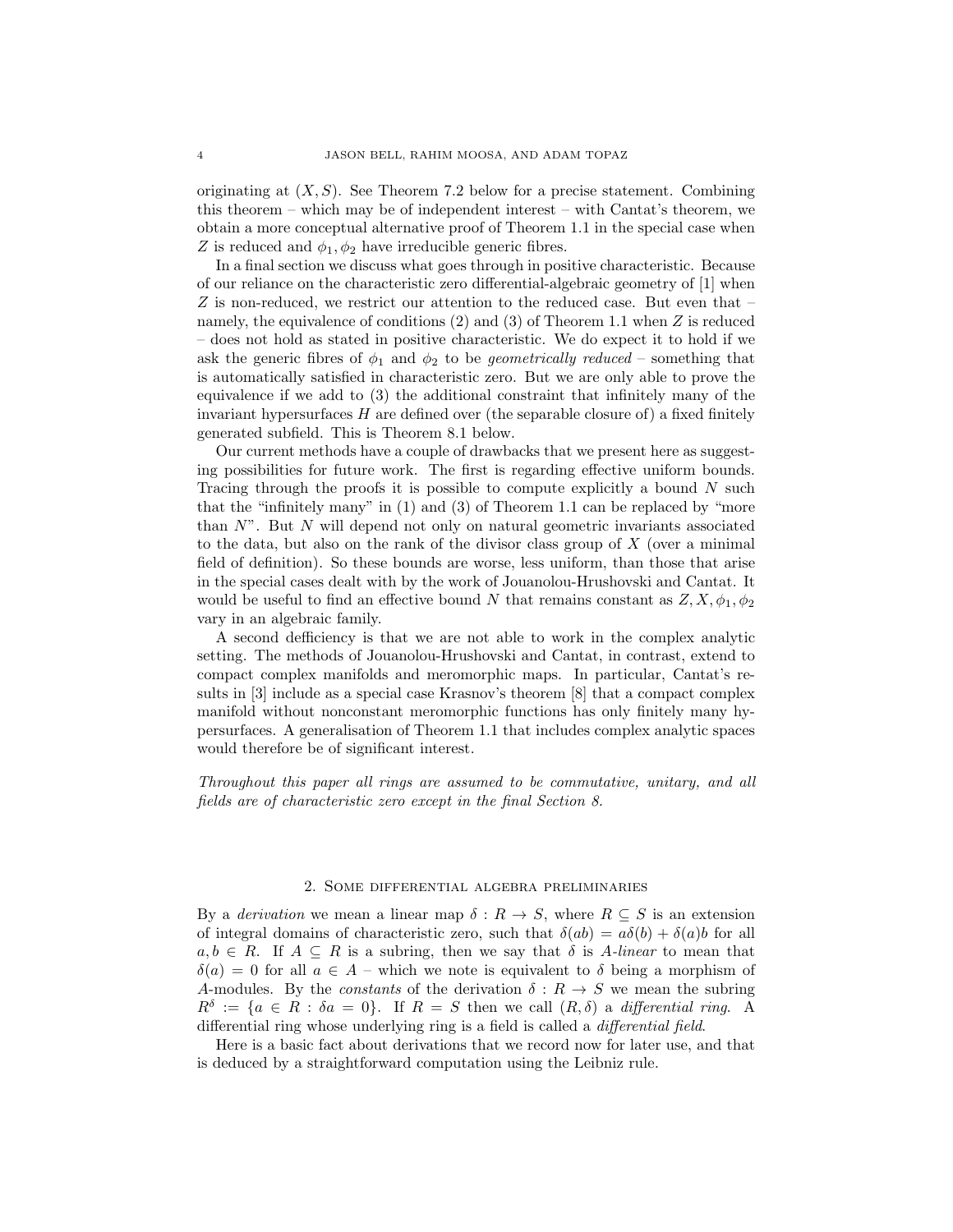originating at $(X, S)$. See Theorem 7.2 below for a precise statement. Combining this theorem – which may be of independent interest – with Cantat's theorem, we obtain a more conceptual alternative proof of Theorem 1.1 in the special case when $Z$ is reduced and $\phi_1, \phi_2$ have irreducible generic fibres.

In a final section we discuss what goes through in positive characteristic. Because of our reliance on the characteristic zero differential-algebraic geometry of [1] when $Z$ is non-reduced, we restrict our attention to the reduced case. But even that – namely, the equivalence of conditions (2) and (3) of Theorem 1.1 when $Z$ is reduced – does not hold as stated in positive characteristic. We do expect it to hold if we ask the generic fibres of $\phi_1$ and $\phi_2$ to be *geometrically reduced* – something that is automatically satisfied in characteristic zero. But we are only able to prove the equivalence if we add to (3) the additional constraint that infinitely many of the invariant hypersurfaces $H$ are defined over (the separable closure of) a fixed finitely generated subfield. This is Theorem 8.1 below.

Our current methods have a couple of drawbacks that we present here as suggesting possibilities for future work. The first is regarding effective uniform bounds. Tracing through the proofs it is possible to compute explicitly a bound $N$ such that the "infinitely many" in (1) and (3) of Theorem 1.1 can be replaced by "more than $N$". But $N$ will depend not only on natural geometric invariants associated to the data, but also on the rank of the divisor class group of $X$ (over a minimal field of definition). So these bounds are worse, less uniform, than those that arise in the special cases dealt with by the work of Jouanolou-Hrushovski and Cantat. It would be useful to find an effective bound $N$ that remains constant as $Z, X, \phi_1, \phi_2$ vary in an algebraic family.

A second defficiency is that we are not able to work in the complex analytic setting. The methods of Jouanolou-Hrushovski and Cantat, in contrast, extend to compact complex manifolds and meromorphic maps. In particular, Cantat's results in [3] include as a special case Krasnov's theorem [8] that a compact complex manifold without nonconstant meromorphic functions has only finitely many hypersurfaces. A generalisation of Theorem 1.1 that includes complex analytic spaces would therefore be of significant interest.

*Throughout this paper all rings are assumed to be commutative, unitary, and all fields are of characteristic zero except in the final Section 8.*

## 2. Some differential algebra preliminaries

By a *derivation* we mean a linear map $\delta : R \to S$, where $R \subseteq S$ is an extension of integral domains of characteristic zero, such that $\delta(ab) = a\delta(b) + \delta(a)b$ for all $a, b \in R$. If $A \subseteq R$ is a subring, then we say that $\delta$ is *A-linear* to mean that $\delta(a) = 0$ for all $a \in A$ – which we note is equivalent to $\delta$ being a morphism of $A$-modules. By the *constants* of the derivation $\delta : R \to S$ we mean the subring $R^\delta := \{a \in R : \delta a = 0\}$. If $R = S$ then we call $(R, \delta)$ a *differential ring*. A differential ring whose underlying ring is a field is called a *differential field*.

Here is a basic fact about derivations that we record now for later use, and that is deduced by a straightforward computation using the Leibniz rule.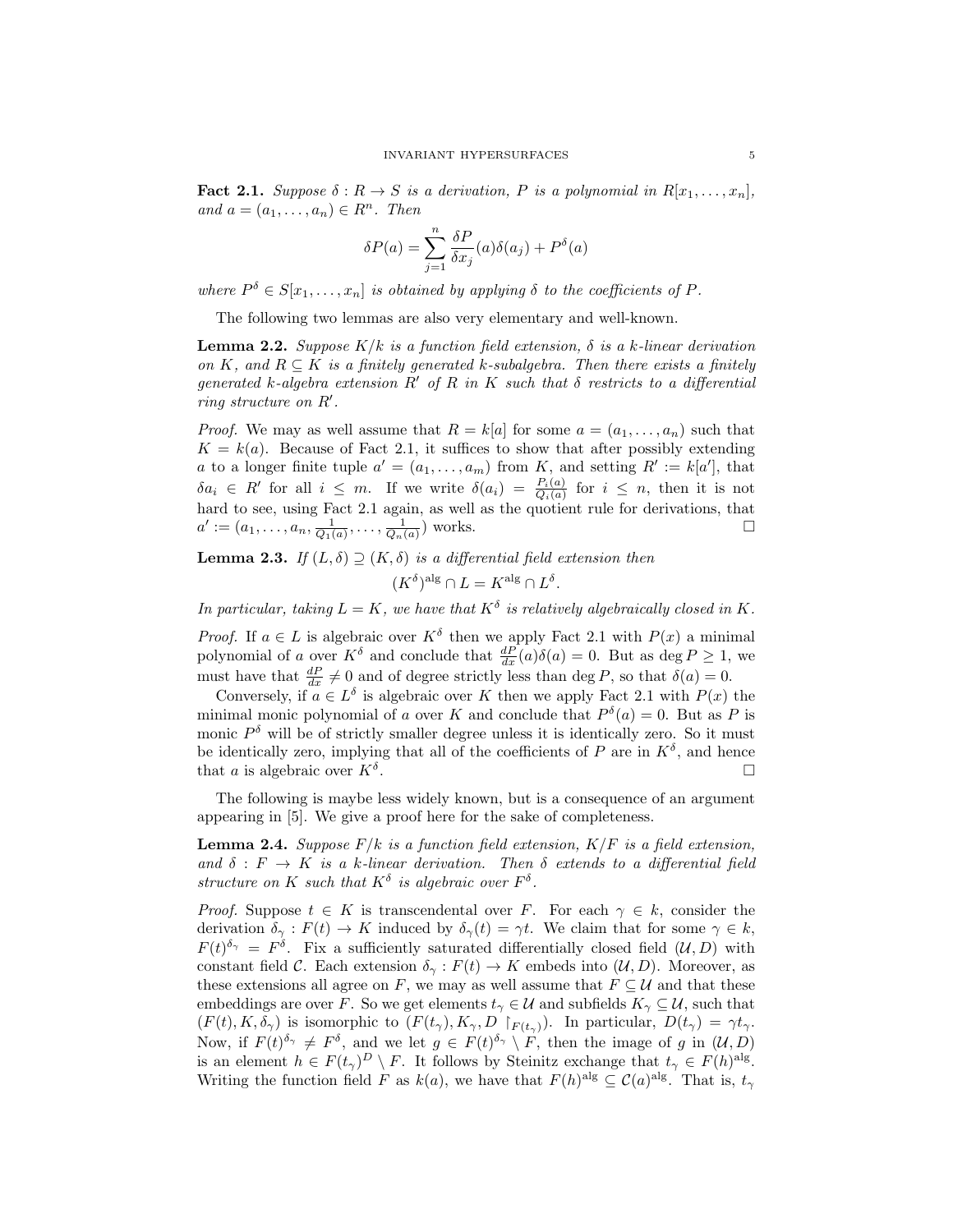**Fact 2.1.** *Suppose $\delta : R \to S$ is a derivation, $P$ is a polynomial in $R[x_1, \dots, x_n]$, and $a = (a_1, \dots, a_n) \in R^n$. Then*

$$\delta P(a) = \sum_{j=1}^{n} \frac{\delta P}{\delta x_j}(a)\delta(a_j) + P^\delta(a)$$

*where $P^\delta \in S[x_1, \dots, x_n]$ is obtained by applying $\delta$ to the coefficients of $P$.*

The following two lemmas are also very elementary and well-known.

**Lemma 2.2.** *Suppose $K/k$ is a function field extension, $\delta$ is a $k$-linear derivation on $K$, and $R \subseteq K$ is a finitely generated $k$-subalgebra. Then there exists a finitely generated $k$-algebra extension $R'$ of $R$ in $K$ such that $\delta$ restricts to a differential ring structure on $R'$.*

*Proof.* We may as well assume that $R = k[a]$ for some $a = (a_1, \dots, a_n)$ such that $K = k(a)$. Because of Fact 2.1, it suffices to show that after possibly extending $a$ to a longer finite tuple $a' = (a_1, \dots, a_m)$ from $K$, and setting $R' := k[a']$, that $\delta a_i \in R'$ for all $i \leq m$. If we write $\delta(a_i) = \frac{P_i(a)}{Q_i(a)}$ for $i \leq n$, then it is not hard to see, using Fact 2.1 again, as well as the quotient rule for derivations, that $a' := (a_1, \dots, a_n, \frac{1}{Q_1(a)}, \dots, \frac{1}{Q_n(a)})$ works. $\square$

**Lemma 2.3.** *If $(L, \delta) \supseteq (K, \delta)$ is a differential field extension then*

$$(K^\delta)^{\mathrm{alg}} \cap L = K^{\mathrm{alg}} \cap L^\delta.$$

*In particular, taking $L = K$, we have that $K^\delta$ is relatively algebraically closed in $K$.*

*Proof.* If $a \in L$ is algebraic over $K^\delta$ then we apply Fact 2.1 with $P(x)$ a minimal polynomial of $a$ over $K^\delta$ and conclude that $\frac{dP}{dx}(a)\delta(a) = 0$. But as $\deg P \geq 1$, we must have that $\frac{dP}{dx} \neq 0$ and of degree strictly less than $\deg P$, so that $\delta(a) = 0$.

Conversely, if $a \in L^\delta$ is algebraic over $K$ then we apply Fact 2.1 with $P(x)$ the minimal monic polynomial of $a$ over $K$ and conclude that $P^\delta(a) = 0$. But as $P$ is monic $P^\delta$ will be of strictly smaller degree unless it is identically zero. So it must be identically zero, implying that all of the coefficients of $P$ are in $K^\delta$, and hence that $a$ is algebraic over $K^\delta$. $\square$

The following is maybe less widely known, but is a consequence of an argument appearing in [5]. We give a proof here for the sake of completeness.

**Lemma 2.4.** *Suppose $F/k$ is a function field extension, $K/F$ is a field extension, and $\delta : F \to K$ is a $k$-linear derivation. Then $\delta$ extends to a differential field structure on $K$ such that $K^\delta$ is algebraic over $F^\delta$.*

*Proof.* Suppose $t \in K$ is transcendental over $F$. For each $\gamma \in k$, consider the derivation $\delta_\gamma : F(t) \to K$ induced by $\delta_\gamma(t) = \gamma t$. We claim that for some $\gamma \in k$, $F(t)^{\delta_\gamma} = F^\delta$. Fix a sufficiently saturated differentially closed field $(\mathcal{U}, D)$ with constant field $\mathcal{C}$. Each extension $\delta_\gamma : F(t) \to K$ embeds into $(\mathcal{U}, D)$. Moreover, as these extensions all agree on $F$, we may as well assume that $F \subseteq \mathcal{U}$ and that these embeddings are over $F$. So we get elements $t_\gamma \in \mathcal{U}$ and subfields $K_\gamma \subseteq \mathcal{U}$, such that $(F(t), K, \delta_\gamma)$ is isomorphic to $(F(t_\gamma), K_\gamma, D \restriction_{F(t_\gamma)})$. In particular, $D(t_\gamma) = \gamma t_\gamma$. Now, if $F(t)^{\delta_\gamma} \neq F^\delta$, and we let $g \in F(t)^{\delta_\gamma} \setminus F$, then the image of $g$ in $(\mathcal{U}, D)$ is an element $h \in F(t_\gamma)^D \setminus F$. It follows by Steinitz exchange that $t_\gamma \in F(h)^{\mathrm{alg}}$. Writing the function field $F$ as $k(a)$, we have that $F(h)^{\mathrm{alg}} \subseteq \mathcal{C}(a)^{\mathrm{alg}}$. That is, $t_\gamma$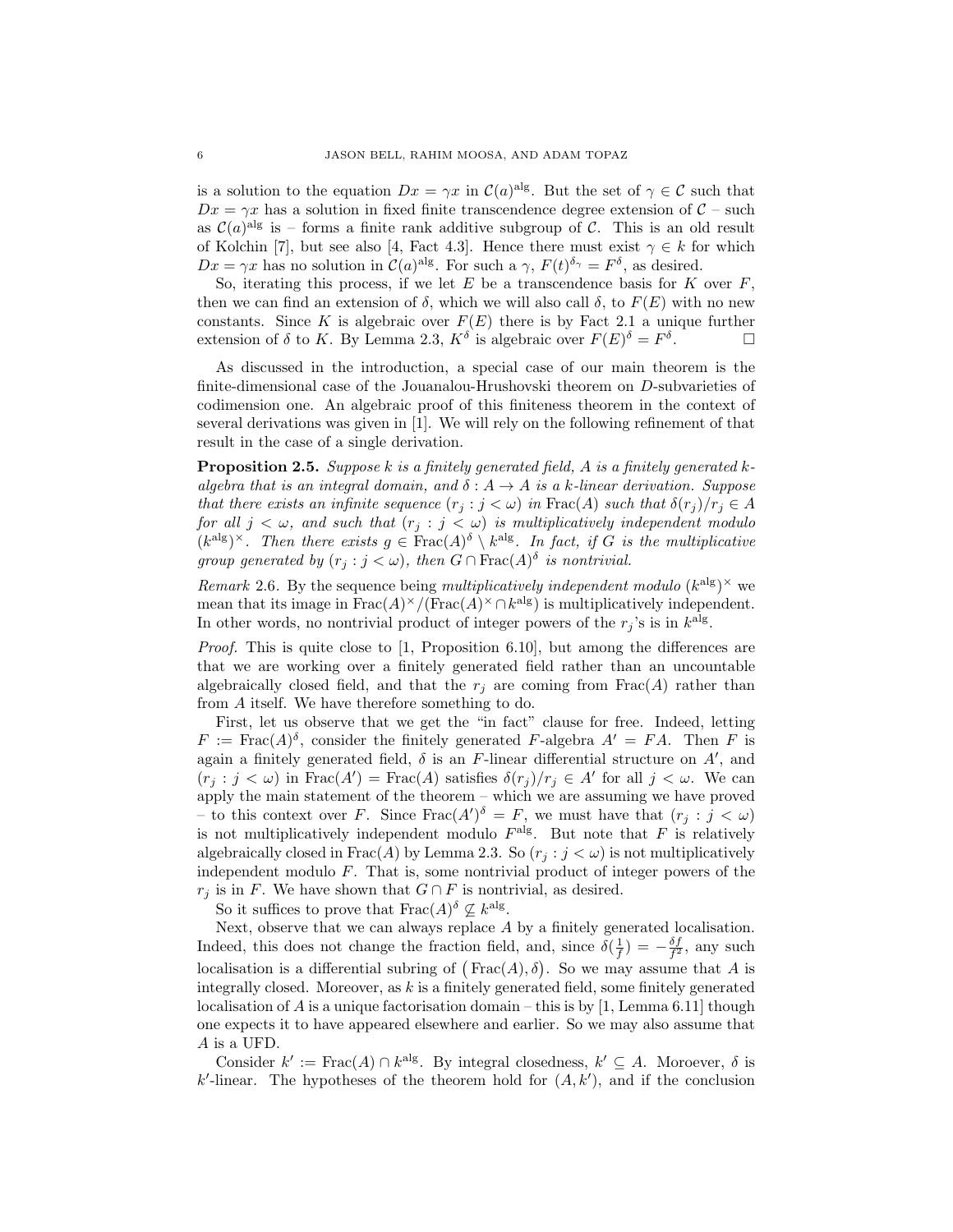is a solution to the equation $Dx = \gamma x$ in $\mathcal{C}(a)^{\text{alg}}$. But the set of $\gamma \in \mathcal{C}$ such that $Dx = \gamma x$ has a solution in fixed finite transcendence degree extension of $\mathcal{C}$ – such as $\mathcal{C}(a)^{\text{alg}}$ is – form a finite rank additive subgroup of $\mathcal{C}$. This is an old result of Kolchin [7], but see also [4, Fact 4.3]. Hence there must exist $\gamma \in k$ for which $Dx = \gamma x$ has no solution in $\mathcal{C}(a)^{\text{alg}}$. For such a $\gamma$, $F(t)^{\delta_\gamma} = F^\delta$, as desired.

So, iterating this process, if we let $E$ be a transcendence basis for $K$ over $F$, then we can find an extension of $\delta$, which we will also call $\delta$, to $F(E)$ with no new constants. Since $K$ is algebraic over $F(E)$ there is by Fact 2.1 a unique further extension of $\delta$ to $K$. By Lemma 2.3, $K^\delta$ is algebraic over $F(E)^\delta = F^\delta$. □

As discussed in the introduction, a special case of our main theorem is the finite-dimensional case of the Jouanalou-Hrushovski theorem on $D$-subvarieties of codimension one. An algebraic proof of this finiteness theorem in the context of several derivations was given in [1]. We will rely on the following refinement of that result in the case of a single derivation.

**Proposition 2.5.** *Suppose $k$ is a finitely generated field, $A$ is a finitely generated $k$-algebra that is an integral domain, and $\delta : A \to A$ is a $k$-linear derivation. Suppose that there exists an infinite sequence $(r_j : j < \omega)$ in $\operatorname{Frac}(A)$ such that $\delta(r_j)/r_j \in A$ for all $j < \omega$, and such that $(r_j : j < \omega)$ is multiplicatively independent modulo $(k^{\text{alg}})^\times$. Then there exists $g \in \operatorname{Frac}(A)^\delta \setminus k^{\text{alg}}$. In fact, if $G$ is the multiplicative group generated by $(r_j : j < \omega)$, then $G \cap \operatorname{Frac}(A)^\delta$ is nontrivial.*

*Remark* 2.6. By the sequence being *multiplicatively independent modulo* $(k^{\text{alg}})^\times$ we mean that its image in $\operatorname{Frac}(A)^\times/(\operatorname{Frac}(A)^\times \cap k^{\text{alg}})$ is multiplicatively independent. In other words, no nontrivial product of integer powers of the $r_j$'s is in $k^{\text{alg}}$.

*Proof.* This is quite close to [1, Proposition 6.10], but among the differences are that we are working over a finitely generated field rather than an uncountable algebraically closed field, and that the $r_j$ are coming from $\operatorname{Frac}(A)$ rather than from $A$ itself. We have therefore something to do.

First, let us observe that we get the "in fact" clause for free. Indeed, letting $F := \operatorname{Frac}(A)^\delta$, consider the finitely generated $F$-algebra $A' = FA$. Then $F$ is again a finitely generated field, $\delta$ is an $F$-linear differential structure on $A'$, and $(r_j : j < \omega)$ in $\operatorname{Frac}(A') = \operatorname{Frac}(A)$ satisfies $\delta(r_j)/r_j \in A'$ for all $j < \omega$. We can apply the main statement of the theorem – which we are assuming we have proved – to this context over $F$. Since $\operatorname{Frac}(A')^\delta = F$, we must have that $(r_j : j < \omega)$ is not multiplicatively independent modulo $F^{\text{alg}}$. But note that $F$ is relatively algebraically closed in $\operatorname{Frac}(A)$ by Lemma 2.3. So $(r_j : j < \omega)$ is not multiplicatively independent modulo $F$. That is, some nontrivial product of integer powers of the $r_j$ is in $F$. We have shown that $G \cap F$ is nontrivial, as desired.

So it suffices to prove that $\operatorname{Frac}(A)^\delta \not\subseteq k^{\text{alg}}$.

Next, observe that we can always replace $A$ by a finitely generated localisation. Indeed, this does not change the fraction field, and, since $\delta(\frac{1}{f}) = -\frac{\delta f}{f^2}$, any such localisation is a differential subring of $\big(\operatorname{Frac}(A), \delta\big)$. So we may assume that $A$ is integrally closed. Moreover, as $k$ is a finitely generated field, some finitely generated localisation of $A$ is a unique factorisation domain – this is by [1, Lemma 6.11] though one expects it to have appeared elsewhere and earlier. So we may also assume that $A$ is a UFD.

Consider $k' := \operatorname{Frac}(A) \cap k^{\text{alg}}$. By integral closedness, $k' \subseteq A$. Moreover, $\delta$ is $k'$-linear. The hypotheses of the theorem hold for $(A, k')$, and if the conclusion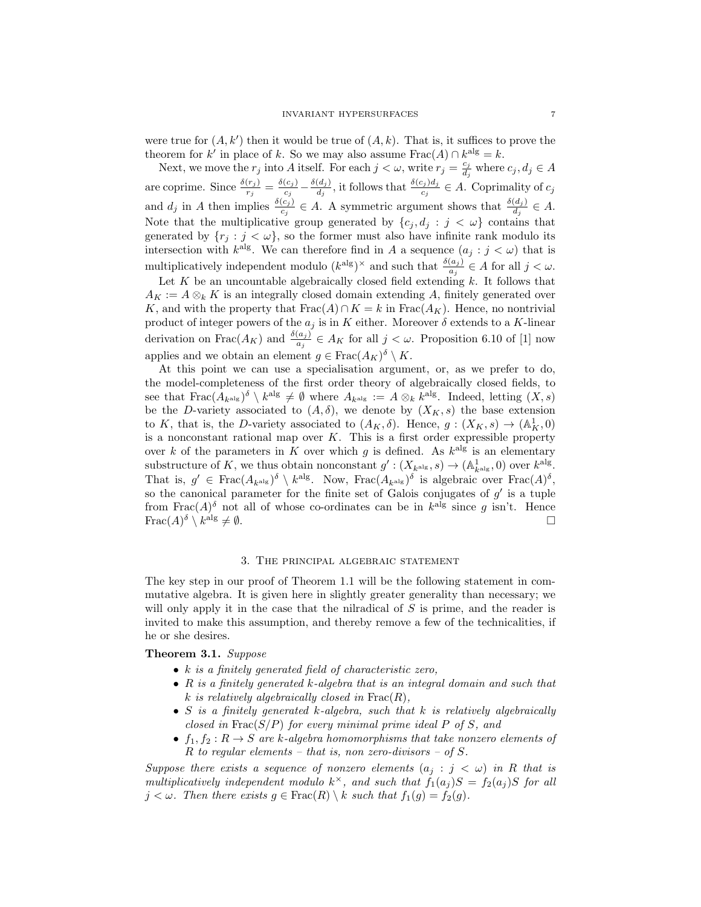were true for $(A, k')$ then it would be true of $(A, k)$. That is, it suffices to prove the theorem for $k'$ in place of $k$. So we may also assume $\operatorname{Frac}(A) \cap k^{\mathrm{alg}} = k$.

Next, we move the $r_j$ into $A$ itself. For each $j < \omega$, write $r_j = \frac{c_j}{d_j}$ where $c_j, d_j \in A$ are coprime. Since $\frac{\delta(r_j)}{r_j} = \frac{\delta(c_j)}{c_j} - \frac{\delta(d_j)}{d_j}$, it follows that $\frac{\delta(c_j)d_j}{c_j} \in A$. Coprimality of $c_j$ and $d_j$ in $A$ then implies $\frac{\delta(c_j)}{c_j} \in A$. A symmetric argument shows that $\frac{\delta(d_j)}{d_j} \in A$. Note that the multiplicative group generated by $\{c_j, d_j : j < \omega\}$ contains that generated by $\{r_j : j < \omega\}$, so the former must also have infinite rank modulo its intersection with $k^{\mathrm{alg}}$. We can therefore find in $A$ a sequence $(a_j : j < \omega)$ that is multiplicatively independent modulo $(k^{\mathrm{alg}})^\times$ and such that $\frac{\delta(a_j)}{a_j} \in A$ for all $j < \omega$.

Let $K$ be an uncountable algebraically closed field extending $k$. It follows that $A_K := A \otimes_k K$ is an integrally closed domain extending $A$, finitely generated over $K$, and with the property that $\operatorname{Frac}(A) \cap K = k$ in $\operatorname{Frac}(A_K)$. Hence, no nontrivial product of integer powers of the $a_j$ is in $K$ either. Moreover $\delta$ extends to a $K$-linear derivation on $\operatorname{Frac}(A_K)$ and $\frac{\delta(a_j)}{a_j} \in A_K$ for all $j < \omega$. Proposition 6.10 of [1] now applies and we obtain an element $g \in \operatorname{Frac}(A_K)^\delta \setminus K$.

At this point we can use a specialisation argument, or, as we prefer to do, the model-completeness of the first order theory of algebraically closed fields, to see that $\operatorname{Frac}(A_{k^{\mathrm{alg}}})^\delta \setminus k^{\mathrm{alg}} \neq \emptyset$ where $A_{k^{\mathrm{alg}}} := A \otimes_k k^{\mathrm{alg}}$. Indeed, letting $(X, s)$ be the $D$-variety associated to $(A, \delta)$, we denote by $(X_K, s)$ the base extension to $K$, that is, the $D$-variety associated to $(A_K, \delta)$. Hence, $g : (X_K, s) \to (\mathbb{A}^1_K, 0)$ is a nonconstant rational map over $K$. This is a first order expressible property over $k$ of the parameters in $K$ over which $g$ is defined. As $k^{\mathrm{alg}}$ is an elementary substructure of $K$, we thus obtain nonconstant $g' : (X_{k^{\mathrm{alg}}}, s) \to (\mathbb{A}^1_{k^{\mathrm{alg}}}, 0)$ over $k^{\mathrm{alg}}$. That is, $g' \in \operatorname{Frac}(A_{k^{\mathrm{alg}}})^\delta \setminus k^{\mathrm{alg}}$. Now, $\operatorname{Frac}(A_{k^{\mathrm{alg}}})^\delta$ is algebraic over $\operatorname{Frac}(A)^\delta$, so the canonical parameter for the finite set of Galois conjugates of $g'$ is a tuple from $\operatorname{Frac}(A)^\delta$ not all of whose co-ordinates can be in $k^{\mathrm{alg}}$ since $g$ isn't. Hence $\operatorname{Frac}(A)^\delta \setminus k^{\mathrm{alg}} \neq \emptyset$. $\square$

## 3. The principal algebraic statement

The key step in our proof of Theorem 1.1 will be the following statement in commutative algebra. It is given here in slightly greater generality than necessary; we will only apply it in the case that the nilradical of $S$ is prime, and the reader is invited to make this assumption, and thereby remove a few of the technicalities, if he or she desires.

**Theorem 3.1.** *Suppose*

- *$k$ is a finitely generated field of characteristic zero,*
- *$R$ is a finitely generated $k$-algebra that is an integral domain and such that $k$ is relatively algebraically closed in $\operatorname{Frac}(R)$,*
- *$S$ is a finitely generated $k$-algebra, such that $k$ is relatively algebraically closed in $\operatorname{Frac}(S/P)$ for every minimal prime ideal $P$ of $S$, and*
- *$f_1, f_2 : R \to S$ are $k$-algebra homomorphisms that take nonzero elements of $R$ to regular elements – that is, non zero-divisors – of $S$.*

*Suppose there exists a sequence of nonzero elements $(a_j : j < \omega)$ in $R$ that is multiplicatively independent modulo $k^\times$, and such that $f_1(a_j)S = f_2(a_j)S$ for all $j < \omega$. Then there exists $g \in \operatorname{Frac}(R) \setminus k$ such that $f_1(g) = f_2(g)$.*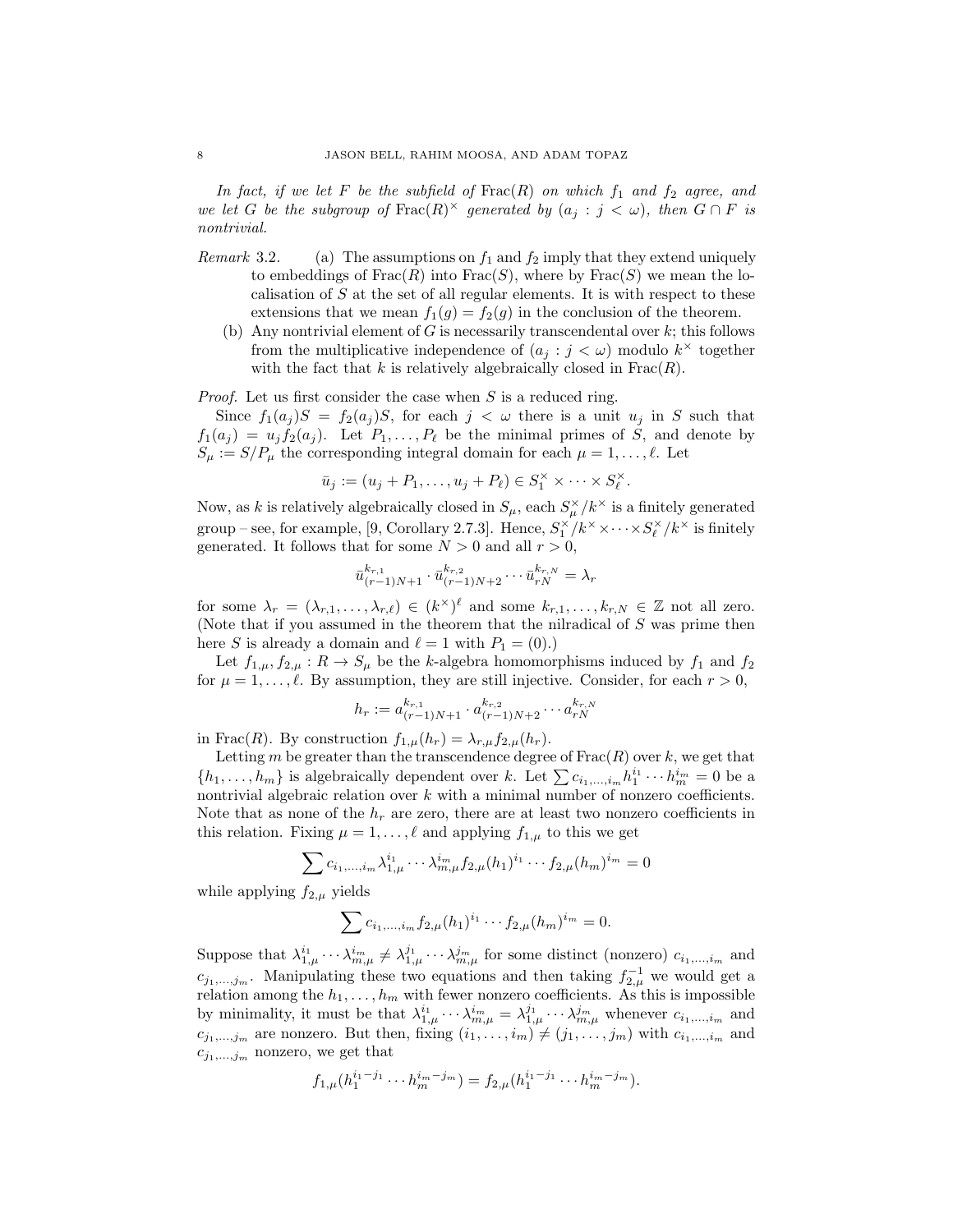*In fact, if we let $F$ be the subfield of $\mathrm{Frac}(R)$ on which $f_1$ and $f_2$ agree, and we let $G$ be the subgroup of $\mathrm{Frac}(R)^\times$ generated by $(a_j : j < \omega)$, then $G \cap F$ is nontrivial.*

*Remark* 3.2.
(a) The assumptions on $f_1$ and $f_2$ imply that they extend uniquely to embeddings of $\mathrm{Frac}(R)$ into $\mathrm{Frac}(S)$, where by $\mathrm{Frac}(S)$ we mean the localisation of $S$ at the set of all regular elements. It is with respect to these extensions that we mean $f_1(g) = f_2(g)$ in the conclusion of the theorem.
(b) Any nontrivial element of $G$ is necessarily transcendental over $k$; this follows from the multiplicative independence of $(a_j : j < \omega)$ modulo $k^\times$ together with the fact that $k$ is relatively algebraically closed in $\mathrm{Frac}(R)$.

*Proof.* Let us first consider the case when $S$ is a reduced ring.

Since $f_1(a_j)S = f_2(a_j)S$, for each $j < \omega$ there is a unit $u_j$ in $S$ such that $f_1(a_j) = u_j f_2(a_j)$. Let $P_1, \dots, P_\ell$ be the minimal primes of $S$, and denote by $S_\mu := S/P_\mu$ the corresponding integral domain for each $\mu = 1, \dots, \ell$. Let

$$\bar{u}_j := (u_j + P_1, \dots, u_j + P_\ell) \in S_1^\times \times \cdots S_\ell^\times.$$

Now, as $k$ is relatively algebraically closed in $S_\mu$, each $S_\mu^\times / k^\times$ is a finitely generated group – see, for example, [9, Corollary 2.7.3]. Hence, $S_1^\times/k^\times \times \cdots \times S_\ell^\times/k^\times$ is finitely generated. It follows that for some $N > 0$ and all $r > 0$,

$$\bar{u}_{(r-1)N+1}^{k_{r,1}} \cdot \bar{u}_{(r-1)N+2}^{k_{r,2}} \cdots \bar{u}_{rN}^{k_{r,N}} = \lambda_r$$

for some $\lambda_r = (\lambda_{r,1}, \dots, \lambda_{r,\ell}) \in (k^\times)^\ell$ and some $k_{r,1}, \dots, k_{r,N} \in \mathbb{Z}$ not all zero. (Note that if you assumed in the theorem that the nilradical of $S$ was prime then here $S$ is already a domain and $\ell = 1$ with $P_1 = (0)$.)

Let $f_{1,\mu}, f_{2,\mu} : R \to S_\mu$ be the $k$-algebra homomorphisms induced by $f_1$ and $f_2$ for $\mu = 1, \dots, \ell$. By assumption, they are still injective. Consider, for each $r > 0$,

$$h_r := a_{(r-1)N+1}^{k_{r,1}} \cdot a_{(r-1)N+2}^{k_{r,2}} \cdots a_{rN}^{k_{r,N}}$$

in $\mathrm{Frac}(R)$. By construction $f_{1,\mu}(h_r) = \lambda_{r,\mu} f_{2,\mu}(h_r)$.

Letting $m$ be greater than the transcendence degree of $\mathrm{Frac}(R)$ over $k$, we get that $\{h_1, \dots, h_m\}$ is algebraically dependent over $k$. Let $\sum c_{i_1,\dots,i_m} h_1^{i_1} \cdots h_m^{i_m} = 0$ be a nontrivial algebraic relation over $k$ with a minimal number of nonzero coefficients. Note that as none of the $h_r$ are zero, there are at least two nonzero coefficients in this relation. Fixing $\mu = 1, \dots, \ell$ and applying $f_{1,\mu}$ to this we get

$$\sum c_{i_1,\dots,i_m} \lambda_{1,\mu}^{i_1} \cdots \lambda_{m,\mu}^{i_m} f_{2,\mu}(h_1)^{i_1} \cdots f_{2,\mu}(h_m)^{i_m} = 0$$

while applying $f_{2,\mu}$ yields

$$\sum c_{i_1,\dots,i_m} f_{2,\mu}(h_1)^{i_1} \cdots f_{2,\mu}(h_m)^{i_m} = 0.$$

Suppose that $\lambda_{1,\mu}^{i_1} \cdots \lambda_{m,\mu}^{i_m} \neq \lambda_{1,\mu}^{j_1} \cdots \lambda_{m,\mu}^{j_m}$ for some distinct (nonzero) $c_{i_1,\dots,i_m}$ and $c_{j_1,\dots,j_m}$. Manipulating these two equations and then taking $f_{2,\mu}^{-1}$ we would get a relation among the $h_1, \dots, h_m$ with fewer nonzero coefficients. As this is impossible by minimality, it must be that $\lambda_{1,\mu}^{i_1} \cdots \lambda_{m,\mu}^{i_m} = \lambda_{1,\mu}^{j_1} \cdots \lambda_{m,\mu}^{j_m}$ whenever $c_{i_1,\dots,i_m}$ and $c_{j_1,\dots,j_m}$ are nonzero. But then, fixing $(i_1, \dots, i_m) \neq (j_1, \dots, j_m)$ with $c_{i_1,\dots,i_m}$ and $c_{j_1,\dots,j_m}$ nonzero, we get that

$$f_{1,\mu}(h_1^{i_1-j_1} \cdots h_m^{i_m-j_m}) = f_{2,\mu}(h_1^{i_1-j_1} \cdots h_m^{i_m-j_m}).$$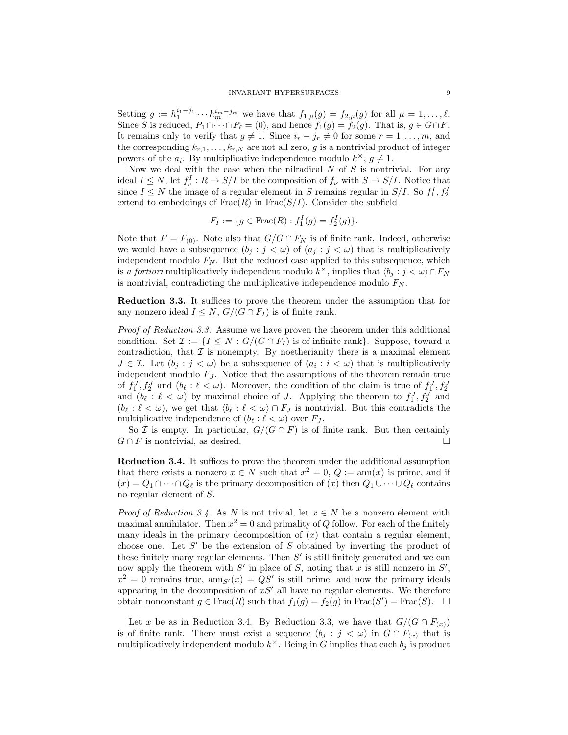Setting $g := h_1^{i_1-j_1}\cdots h_m^{i_m-j_m}$ we have that $f_{1,\mu}(g) = f_{2,\mu}(g)$ for all $\mu = 1,\dots,\ell$. Since $S$ is reduced, $P_1\cap\cdots\cap P_\ell = (0)$, and hence $f_1(g) = f_2(g)$. That is, $g \in G\cap F$. It remains only to verify that $g \neq 1$. Since $i_r - j_r \neq 0$ for some $r = 1,\dots,m$, and the corresponding $k_{r,1},\dots,k_{r,N}$ are not all zero, $g$ is a nontrivial product of integer powers of the $a_i$. By multiplicative independence modulo $k^\times$, $g \neq 1$.

Now we deal with the case when the nilradical $N$ of $S$ is nontrivial. For any ideal $I \leq N$, let $f_\nu^I : R \to S/I$ be the composition of $f_\nu$ with $S \to S/I$. Notice that since $I \leq N$ the image of a regular element in $S$ remains regular in $S/I$. So $f_1^I, f_2^I$ extend to embeddings of $\mathrm{Frac}(R)$ in $\mathrm{Frac}(S/I)$. Consider the subfield

$$F_I := \{g \in \mathrm{Frac}(R) : f_1^I(g) = f_2^I(g)\}.$$

Note that $F = F_{(0)}$. Note also that $G/G\cap F_N$ is of finite rank. Indeed, otherwise we would have a subsequence $(b_j : j < \omega)$ of $(a_j : j < \omega)$ that is multiplicatively independent modulo $F_N$. But the reduced case applied to this subsequence, which is *a fortiori* multiplicatively independent modulo $k^\times$, implies that $\langle b_j : j < \omega\rangle \cap F_N$ is nontrivial, contradicting the multiplicative independence modulo $F_N$.

**Reduction 3.3.** It suffices to prove the theorem under the assumption that for any nonzero ideal $I \leq N$, $G/(G\cap F_I)$ is of finite rank.

*Proof of Reduction 3.3.* Assume we have proven the theorem under this additional condition. Set $\mathcal{I} := \{I \leq N : G/(G\cap F_I)$ is of infinite rank$\}$. Suppose, toward a contradiction, that $\mathcal{I}$ is nonempty. By noetherianity there is a maximal element $J \in \mathcal{I}$. Let $(b_j : j < \omega)$ be a subsequence of $(a_i : i < \omega)$ that is multiplicatively independent modulo $F_J$. Notice that the assumptions of the theorem remain true of $f_1^J, f_2^J$ and $(b_\ell : \ell < \omega)$. Moreover, the condition of the claim is true of $f_1^J, f_2^J$ and $(b_\ell : \ell < \omega)$ by maximal choice of $J$. Applying the theorem to $f_1^J, f_2^J$ and $(b_\ell : \ell < \omega)$, we get that $\langle b_\ell : \ell < \omega\rangle \cap F_J$ is nontrivial. But this contradicts the multiplicative independence of $(b_\ell : \ell < \omega)$ over $F_J$.

So $\mathcal{I}$ is empty. In particular, $G/(G\cap F)$ is of finite rank. But then certainly $G \cap F$ is nontrivial, as desired. $\square$

**Reduction 3.4.** It suffices to prove the theorem under the additional assumption that there exists a nonzero $x \in N$ such that $x^2 = 0$, $Q := \mathrm{ann}(x)$ is prime, and if $(x) = Q_1\cap\cdots\cap Q_\ell$ is the primary decomposition of $(x)$ then $Q_1\cup\cdots\cup Q_\ell$ contains no regular element of $S$.

*Proof of Reduction 3.4.* As $N$ is not trivial, let $x \in N$ be a nonzero element with maximal annihilator. Then $x^2 = 0$ and primality of $Q$ follow. For each of the finitely many ideals in the primary decomposition of $(x)$ that contain a regular element, choose one. Let $S'$ be the extension of $S$ obtained by inverting the product of these finitely many regular elements. Then $S'$ is still finitely generated and we can now apply the theorem with $S'$ in place of $S$, noting that $x$ is still nonzero in $S'$, $x^2 = 0$ remains true, $\mathrm{ann}_{S'}(x) = QS'$ is still prime, and now the primary ideals appearing in the decomposition of $xS'$ all have no regular elements. We therefore obtain nonconstant $g \in \mathrm{Frac}(R)$ such that $f_1(g) = f_2(g)$ in $\mathrm{Frac}(S') = \mathrm{Frac}(S)$. $\square$

Let $x$ be as in Reduction 3.4. By Reduction 3.3, we have that $G/(G\cap F_{(x)})$ is of finite rank. There must exist a sequence $(b_j : j < \omega)$ in $G\cap F_{(x)}$ that is multiplicatively independent modulo $k^\times$. Being in $G$ implies that each $b_j$ is product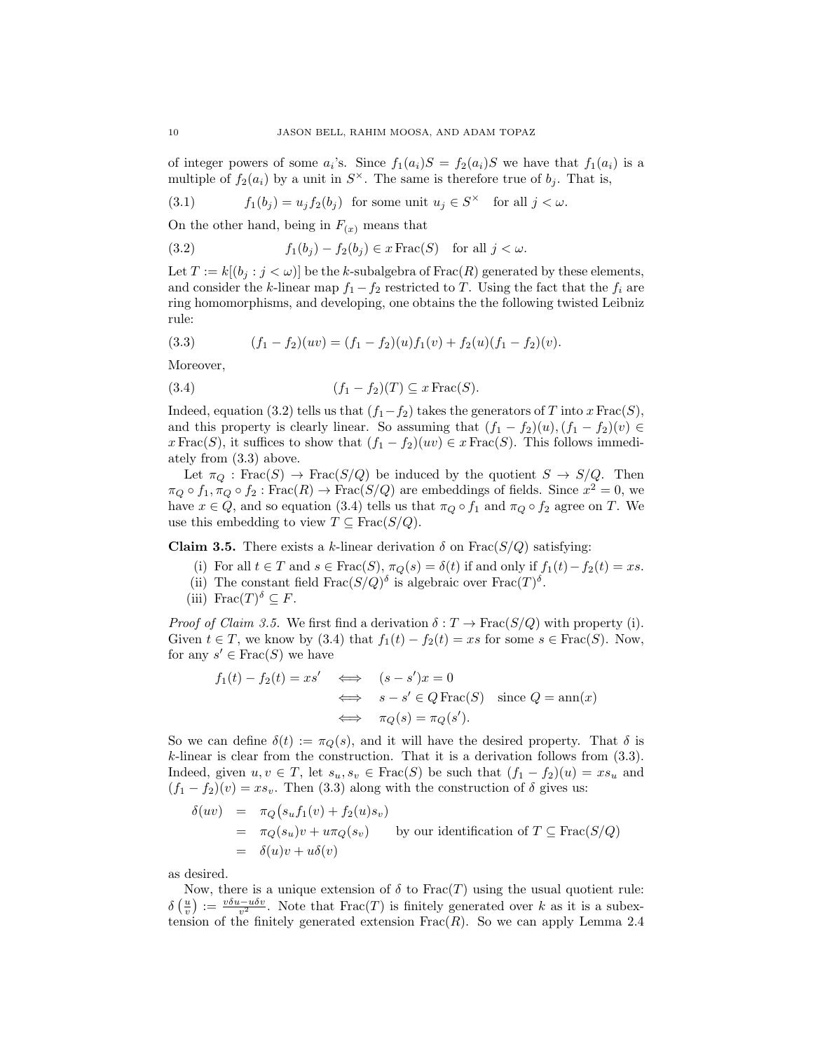of integer powers of some $a_i$'s. Since $f_1(a_i)S = f_2(a_i)S$ we have that $f_1(a_i)$ is a multiple of $f_2(a_i)$ by a unit in $S^\times$. The same is therefore true of $b_j$. That is,

$$f_1(b_j) = u_j f_2(b_j) \quad \text{for some unit } u_j \in S^\times \quad \text{for all } j < \omega. \tag{3.1}$$

On the other hand, being in $F_{(x)}$ means that

$$f_1(b_j) - f_2(b_j) \in x\,\mathrm{Frac}(S) \quad \text{for all } j < \omega. \tag{3.2}$$

Let $T := k[(b_j : j < \omega)]$ be the $k$-subalgebra of $\mathrm{Frac}(R)$ generated by these elements, and consider the $k$-linear map $f_1 - f_2$ restricted to $T$. Using the fact that the $f_i$ are ring homomorphisms, and developing, one obtains the the following twisted Leibniz rule:

$$(f_1 - f_2)(uv) = (f_1 - f_2)(u)f_1(v) + f_2(u)(f_1 - f_2)(v). \tag{3.3}$$

Moreover,

$$(f_1 - f_2)(T) \subseteq x\,\mathrm{Frac}(S). \tag{3.4}$$

Indeed, equation (3.2) tells us that $(f_1 - f_2)$ takes the generators of $T$ into $x\,\mathrm{Frac}(S)$, and this property is clearly linear. So assuming that $(f_1 - f_2)(u), (f_1 - f_2)(v) \in x\,\mathrm{Frac}(S)$, it suffices to show that $(f_1 - f_2)(uv) \in x\,\mathrm{Frac}(S)$. This follows immediately from (3.3) above.

Let $\pi_Q : \mathrm{Frac}(S) \to \mathrm{Frac}(S/Q)$ be induced by the quotient $S \to S/Q$. Then $\pi_Q \circ f_1, \pi_Q \circ f_2 : \mathrm{Frac}(R) \to \mathrm{Frac}(S/Q)$ are embeddings of fields. Since $x^2 = 0$, we have $x \in Q$, and so equation (3.4) tells us that $\pi_Q \circ f_1$ and $\pi_Q \circ f_2$ agree on $T$. We use this embedding to view $T \subseteq \mathrm{Frac}(S/Q)$.

**Claim 3.5.** There exists a $k$-linear derivation $\delta$ on $\mathrm{Frac}(S/Q)$ satisfying:

- (i) For all $t \in T$ and $s \in \mathrm{Frac}(S)$, $\pi_Q(s) = \delta(t)$ if and only if $f_1(t) - f_2(t) = xs$.
- (ii) The constant field $\mathrm{Frac}(S/Q)^\delta$ is algebraic over $\mathrm{Frac}(T)^\delta$.
- (iii) $\mathrm{Frac}(T)^\delta \subseteq F$.

*Proof of Claim 3.5.* We first find a derivation $\delta : T \to \mathrm{Frac}(S/Q)$ with property (i). Given $t \in T$, we know by (3.4) that $f_1(t) - f_2(t) = xs$ for some $s \in \mathrm{Frac}(S)$. Now, for any $s' \in \mathrm{Frac}(S)$ we have

$$\begin{aligned}
f_1(t) - f_2(t) = xs' \quad &\iff \quad (s - s')x = 0 \\
&\iff \quad s - s' \in Q\,\mathrm{Frac}(S) \quad \text{since } Q = \mathrm{ann}(x) \\
&\iff \quad \pi_Q(s) = \pi_Q(s').
\end{aligned}$$

So we can define $\delta(t) := \pi_Q(s)$, and it will have the desired property. That $\delta$ is $k$-linear is clear from the construction. That it is a derivation follows from (3.3). Indeed, given $u, v \in T$, let $s_u, s_v \in \mathrm{Frac}(S)$ be such that $(f_1 - f_2)(u) = xs_u$ and $(f_1 - f_2)(v) = xs_v$. Then (3.3) along with the construction of $\delta$ gives us:

$$\begin{aligned}
\delta(uv) &= \pi_Q\big(s_u f_1(v) + f_2(u) s_v\big) \\
&= \pi_Q(s_u)v + u\pi_Q(s_v) \qquad \text{by our identification of } T \subseteq \mathrm{Frac}(S/Q) \\
&= \delta(u)v + u\delta(v)
\end{aligned}$$

as desired.

Now, there is a unique extension of $\delta$ to $\mathrm{Frac}(T)$ using the usual quotient rule: $\delta\left(\frac{u}{v}\right) := \frac{v\delta u - u\delta v}{v^2}$. Note that $\mathrm{Frac}(T)$ is finitely generated over $k$ as it is a subextension of the finitely generated extension $\mathrm{Frac}(R)$. So we can apply Lemma 2.4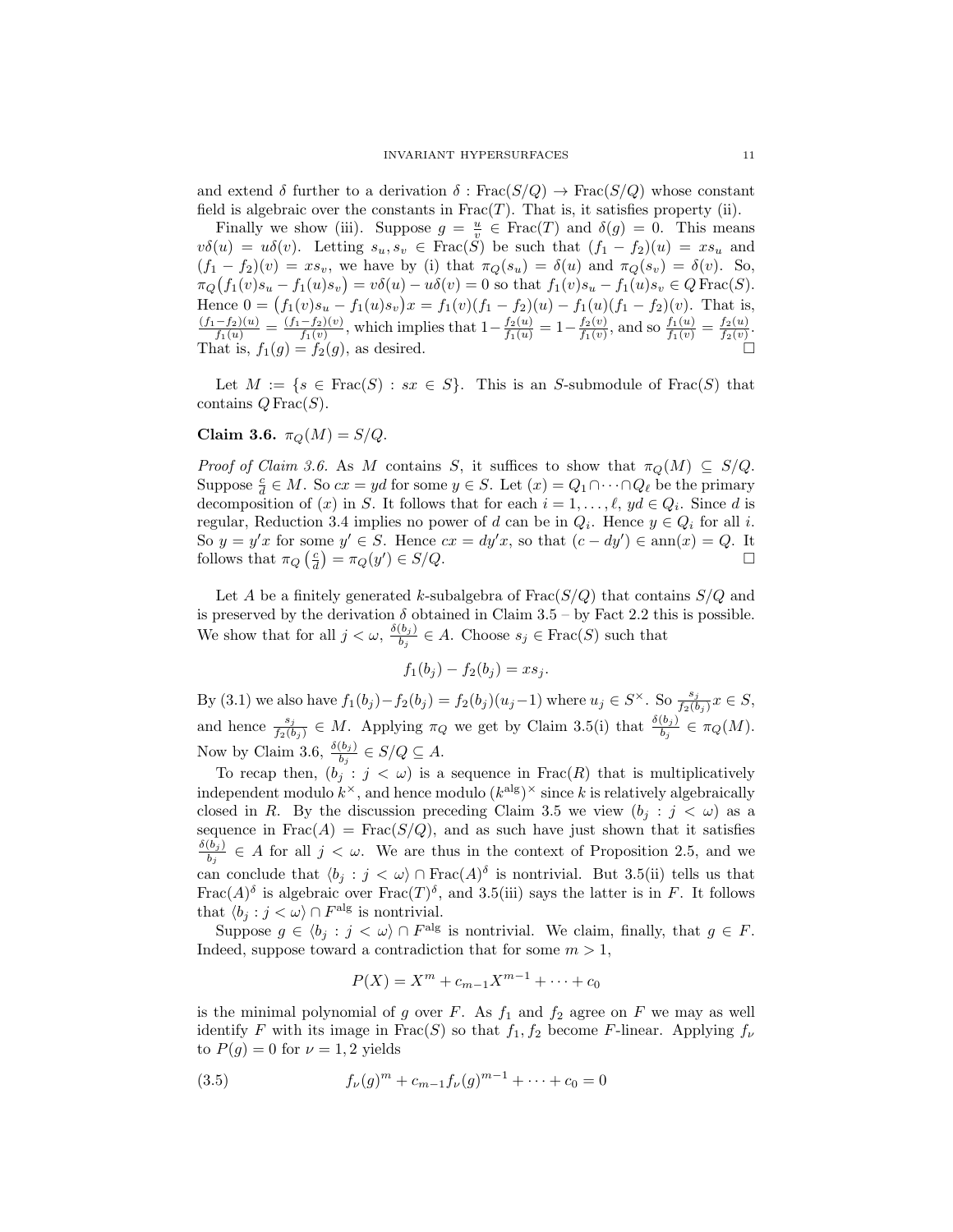and extend $\delta$ further to a derivation $\delta : \mathrm{Frac}(S/Q) \to \mathrm{Frac}(S/Q)$ whose constant field is algebraic over the constants in $\mathrm{Frac}(T)$. That is, it satisfies property (ii).

Finally we show (iii). Suppose $g = \frac{u}{v} \in \mathrm{Frac}(T)$ and $\delta(g) = 0$. This means $v\delta(u) = u\delta(v)$. Letting $s_u, s_v \in \mathrm{Frac}(S)$ be such that $(f_1 - f_2)(u) = xs_u$ and $(f_1 - f_2)(v) = xs_v$, we have by (i) that $\pi_Q(s_u) = \delta(u)$ and $\pi_Q(s_v) = \delta(v)$. So, $\pi_Q\big(f_1(v)s_u - f_1(u)s_v\big) = v\delta(u) - u\delta(v) = 0$ so that $f_1(v)s_u - f_1(u)s_v \in Q\,\mathrm{Frac}(S)$. Hence $0 = \big(f_1(v)s_u - f_1(u)s_v\big)x = f_1(v)(f_1 - f_2)(u) - f_1(u)(f_1 - f_2)(v)$. That is, $\frac{(f_1-f_2)(u)}{f_1(u)} = \frac{(f_1-f_2)(v)}{f_1(v)}$, which implies that $1 - \frac{f_2(u)}{f_1(u)} = 1 - \frac{f_2(v)}{f_1(v)}$, and so $\frac{f_1(u)}{f_1(v)} = \frac{f_2(u)}{f_2(v)}$. That is, $f_1(g) = f_2(g)$, as desired. $\square$

Let $M := \{s \in \mathrm{Frac}(S) : sx \in S\}$. This is an $S$-submodule of $\mathrm{Frac}(S)$ that contains $Q\,\mathrm{Frac}(S)$.

**Claim 3.6.** $\pi_Q(M) = S/Q$.

*Proof of Claim 3.6.* As $M$ contains $S$, it suffices to show that $\pi_Q(M) \subseteq S/Q$. Suppose $\frac{c}{d} \in M$. So $cx = yd$ for some $y \in S$. Let $(x) = Q_1 \cap \cdots \cap Q_\ell$ be the primary decomposition of $(x)$ in $S$. It follows that for each $i = 1, \ldots, \ell$, $yd \in Q_i$. Since $d$ is regular, Reduction 3.4 implies no power of $d$ can be in $Q_i$. Hence $y \in Q_i$ for all $i$. So $y = y'x$ for some $y' \in S$. Hence $cx = dy'x$, so that $(c - dy') \in \mathrm{ann}(x) = Q$. It follows that $\pi_Q\left(\frac{c}{d}\right) = \pi_Q(y') \in S/Q$. $\square$

Let $A$ be a finitely generated $k$-subalgebra of $\mathrm{Frac}(S/Q)$ that contains $S/Q$ and is preserved by the derivation $\delta$ obtained in Claim 3.5 – by Fact 2.2 this is possible. We show that for all $j < \omega$, $\frac{\delta(b_j)}{b_j} \in A$. Choose $s_j \in \mathrm{Frac}(S)$ such that

$$f_1(b_j) - f_2(b_j) = xs_j.$$

By (3.1) we also have $f_1(b_j) - f_2(b_j) = f_2(b_j)(u_j - 1)$ where $u_j \in S^\times$. So $\frac{s_j}{f_2(b_j)}x \in S$, and hence $\frac{s_j}{f_2(b_j)} \in M$. Applying $\pi_Q$ we get by Claim 3.5(i) that $\frac{\delta(b_j)}{b_j} \in \pi_Q(M)$. Now by Claim 3.6, $\frac{\delta(b_j)}{b_j} \in S/Q \subseteq A$.

To recap then, $(b_j : j < \omega)$ is a sequence in $\mathrm{Frac}(R)$ that is multiplicatively independent modulo $k^\times$, and hence modulo $(k^{\mathrm{alg}})^\times$ since $k$ is relatively algebraically closed in $R$. By the discussion preceding Claim 3.5 we view $(b_j : j < \omega)$ as a sequence in $\mathrm{Frac}(A) = \mathrm{Frac}(S/Q)$, and as such have just shown that it satisfies $\frac{\delta(b_j)}{b_j} \in A$ for all $j < \omega$. We are thus in the context of Proposition 2.5, and we can conclude that $\langle b_j : j < \omega\rangle \cap \mathrm{Frac}(A)^\delta$ is nontrivial. But 3.5(ii) tells us that $\mathrm{Frac}(A)^\delta$ is algebraic over $\mathrm{Frac}(T)^\delta$, and 3.5(iii) says the latter is in $F$. It follows that $\langle b_j : j < \omega\rangle \cap F^{\mathrm{alg}}$ is nontrivial.

Suppose $g \in \langle b_j : j < \omega\rangle \cap F^{\mathrm{alg}}$ is nontrivial. We claim, finally, that $g \in F$. Indeed, suppose toward a contradiction that for some $m > 1$,

$$P(X) = X^m + c_{m-1}X^{m-1} + \cdots + c_0$$

is the minimal polynomial of $g$ over $F$. As $f_1$ and $f_2$ agree on $F$ we may as well identify $F$ with its image in $\mathrm{Frac}(S)$ so that $f_1, f_2$ become $F$-linear. Applying $f_\nu$ to $P(g) = 0$ for $\nu = 1, 2$ yields

$$f_\nu(g)^m + c_{m-1}f_\nu(g)^{m-1} + \cdots + c_0 = 0 \tag{3.5}$$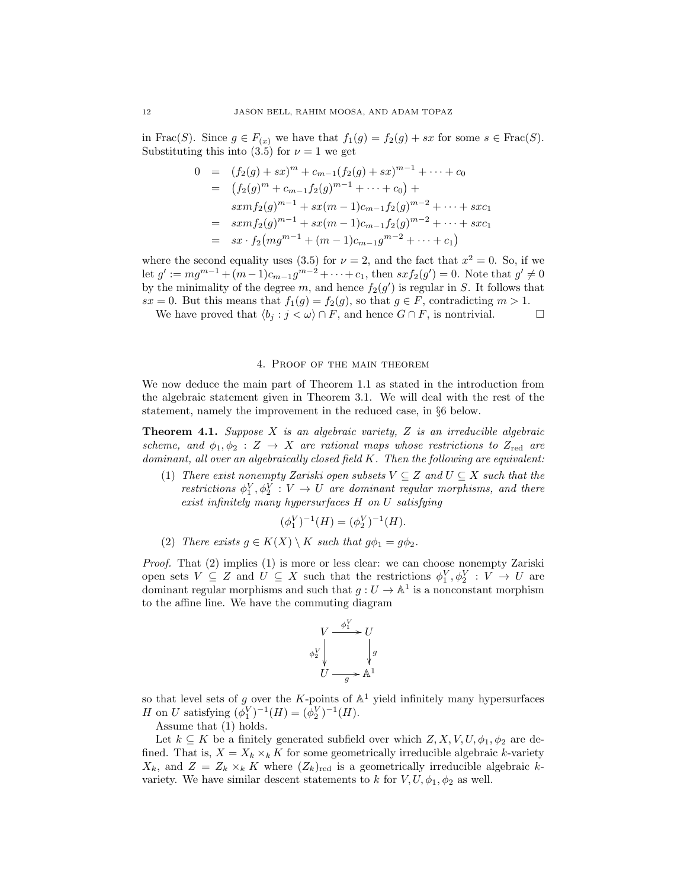in $\mathrm{Frac}(S)$. Since $g \in F_{(x)}$ we have that $f_1(g) = f_2(g) + sx$ for some $s \in \mathrm{Frac}(S)$. Substituting this into (3.5) for $\nu = 1$ we get

$$
\begin{aligned}
0 &= (f_2(g) + sx)^m + c_{m-1}(f_2(g) + sx)^{m-1} + \cdots + c_0 \\
&= \big(f_2(g)^m + c_{m-1} f_2(g)^{m-1} + \cdots + c_0\big) + \\
&\quad sxmf_2(g)^{m-1} + sx(m-1)c_{m-1} f_2(g)^{m-2} + \cdots + sxc_1 \\
&= sxmf_2(g)^{m-1} + sx(m-1)c_{m-1} f_2(g)^{m-2} + \cdots + sxc_1 \\
&= sx \cdot f_2\big(mg^{m-1} + (m-1)c_{m-1} g^{m-2} + \cdots + c_1\big)
\end{aligned}
$$

where the second equality uses (3.5) for $\nu = 2$, and the fact that $x^2 = 0$. So, if we let $g' := mg^{m-1} + (m-1)c_{m-1}g^{m-2} + \cdots + c_1$, then $sxf_2(g') = 0$. Note that $g' \neq 0$ by the minimality of the degree $m$, and hence $f_2(g')$ is regular in $S$. It follows that $sx = 0$. But this means that $f_1(g) = f_2(g)$, so that $g \in F$, contradicting $m > 1$.

We have proved that $\langle b_j : j < \omega \rangle \cap F$, and hence $G \cap F$, is nontrivial. $\square$

## 4. Proof of the main theorem

We now deduce the main part of Theorem 1.1 as stated in the introduction from the algebraic statement given in Theorem 3.1. We will deal with the rest of the statement, namely the improvement in the reduced case, in §6 below.

**Theorem 4.1.** *Suppose $X$ is an algebraic variety, $Z$ is an irreducible algebraic scheme, and $\phi_1, \phi_2 : Z \to X$ are rational maps whose restrictions to $Z_{\mathrm{red}}$ are dominant, all over an algebraically closed field $K$. Then the following are equivalent:*

1. *There exist nonempty Zariski open subsets $V \subseteq Z$ and $U \subseteq X$ such that the restrictions $\phi_1^V, \phi_2^V : V \to U$ are dominant regular morphisms, and there exist infinitely many hypersurfaces $H$ on $U$ satisfying*
$$(\phi_1^V)^{-1}(H) = (\phi_2^V)^{-1}(H).$$
2. *There exists $g \in K(X) \setminus K$ such that $g\phi_1 = g\phi_2$.*

*Proof.* That (2) implies (1) is more or less clear: we can choose nonempty Zariski open sets $V \subseteq Z$ and $U \subseteq X$ such that the restrictions $\phi_1^V, \phi_2^V : V \to U$ are dominant regular morphisms and such that $g : U \to \mathbb{A}^1$ is a nonconstant morphism to the affine line. We have the commuting diagram

$$
\begin{array}{ccc}
V & \xrightarrow{\phi_1^V} & U \\
{\scriptstyle \phi_2^V}\downarrow & & \downarrow{\scriptstyle g} \\
U & \xrightarrow[g]{} & \mathbb{A}^1
\end{array}
$$

so that level sets of $g$ over the $K$-points of $\mathbb{A}^1$ yield infinitely many hypersurfaces $H$ on $U$ satisfying $(\phi_1^V)^{-1}(H) = (\phi_2^V)^{-1}(H)$.

Assume that (1) holds.

Let $k \subseteq K$ be a finitely generated subfield over which $Z, X, V, U, \phi_1, \phi_2$ are defined. That is, $X = X_k \times_k K$ for some geometrically irreducible algebraic $k$-variety $X_k$, and $Z = Z_k \times_k K$ where $(Z_k)_{\mathrm{red}}$ is a geometrically irreducible algebraic $k$-variety. We have similar descent statements to $k$ for $V, U, \phi_1, \phi_2$ as well.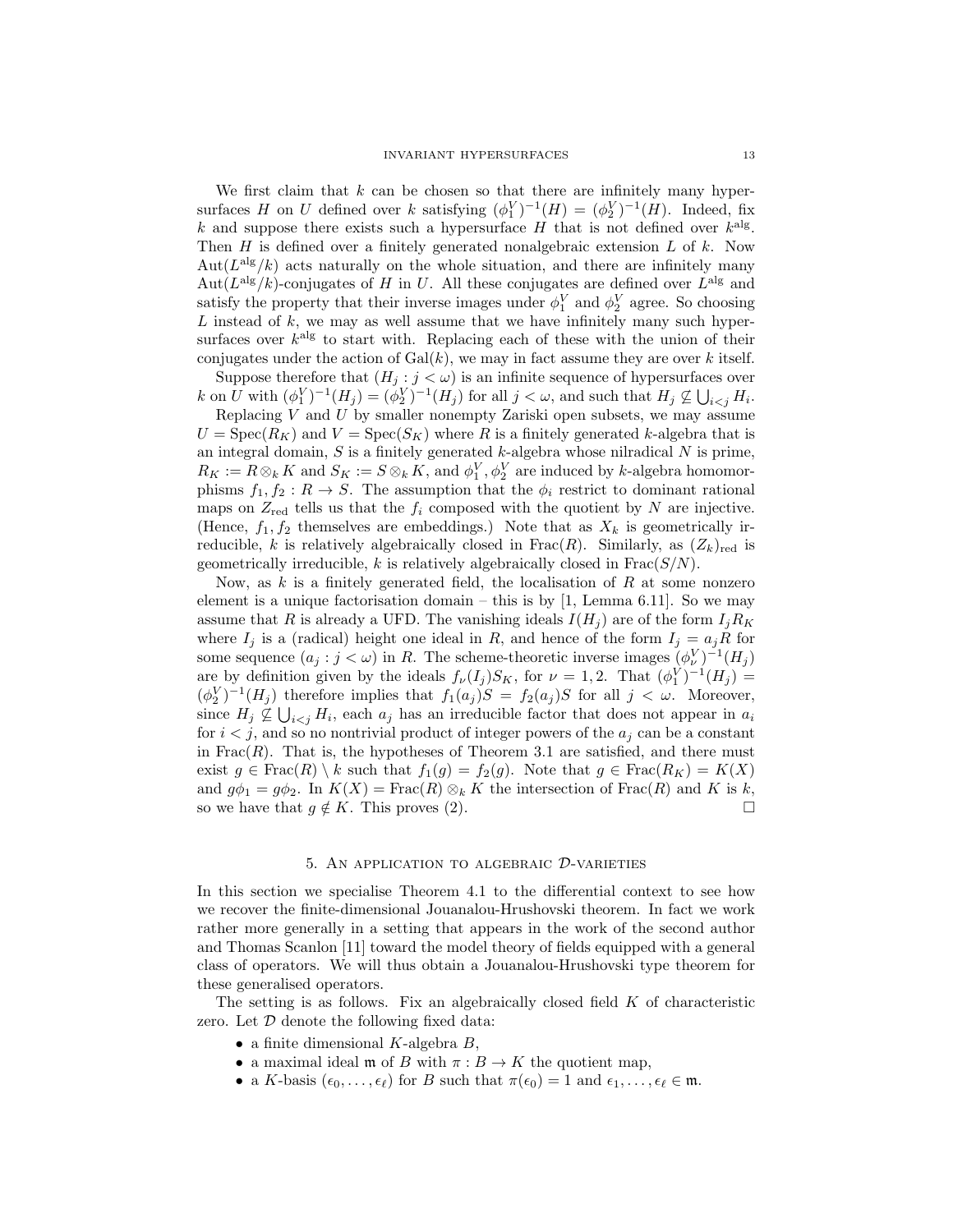We first claim that $k$ can be chosen so that there are infinitely many hypersurfaces $H$ on $U$ defined over $k$ satisfying $(\phi_1^V)^{-1}(H) = (\phi_2^V)^{-1}(H)$. Indeed, fix $k$ and suppose there exists such a hypersurface $H$ that is not defined over $k^{\mathrm{alg}}$. Then $H$ is defined over a finitely generated nonalgebraic extension $L$ of $k$. Now $\mathrm{Aut}(L^{\mathrm{alg}}/k)$ acts naturally on the whole situation, and there are infinitely many $\mathrm{Aut}(L^{\mathrm{alg}}/k)$-conjugates of $H$ in $U$. All these conjugates are defined over $L^{\mathrm{alg}}$ and satisfy the property that their inverse images under $\phi_1^V$ and $\phi_2^V$ agree. So choosing $L$ instead of $k$, we may as well assume that we have infinitely many such hypersurfaces over $k^{\mathrm{alg}}$ to start with. Replacing each of these with the union of their conjugates under the action of $\mathrm{Gal}(k)$, we may in fact assume they are over $k$ itself.

Suppose therefore that $(H_j : j < \omega)$ is an infinite sequence of hypersurfaces over $k$ on $U$ with $(\phi_1^V)^{-1}(H_j) = (\phi_2^V)^{-1}(H_j)$ for all $j < \omega$, and such that $H_j \not\subseteq \bigcup_{i<j} H_i$.

Replacing $V$ and $U$ by smaller nonempty Zariski open subsets, we may assume $U = \mathrm{Spec}(R_K)$ and $V = \mathrm{Spec}(S_K)$ where $R$ is a finitely generated $k$-algebra that is an integral domain, $S$ is a finitely generated $k$-algebra whose nilradical $N$ is prime, $R_K := R \otimes_k K$ and $S_K := S \otimes_k K$, and $\phi_1^V, \phi_2^V$ are induced by $k$-algebra homomorphisms $f_1, f_2 : R \to S$. The assumption that the $\phi_i$ restrict to dominant rational maps on $Z_{\mathrm{red}}$ tells us that the $f_i$ composed with the quotient by $N$ are injective. (Hence, $f_1, f_2$ themselves are embeddings.) Note that as $X_k$ is geometrically irreducible, $k$ is relatively algebraically closed in $\mathrm{Frac}(R)$. Similarly, as $(Z_k)_{\mathrm{red}}$ is geometrically irreducible, $k$ is relatively algebraically closed in $\mathrm{Frac}(S/N)$.

Now, as $k$ is a finitely generated field, the localisation of $R$ at some nonzero element is a unique factorisation domain – this is by [1, Lemma 6.11]. So we may assume that $R$ is already a UFD. The vanishing ideals $I(H_j)$ are of the form $I_j R_K$ where $I_j$ is a (radical) height one ideal in $R$, and hence of the form $I_j = a_j R$ for some sequence $(a_j : j < \omega)$ in $R$. The scheme-theoretic inverse images $(\phi_\nu^V)^{-1}(H_j)$ are by definition given by the ideals $f_\nu(I_j)S_K$, for $\nu = 1, 2$. That $(\phi_1^V)^{-1}(H_j) = (\phi_2^V)^{-1}(H_j)$ therefore implies that $f_1(a_j)S = f_2(a_j)S$ for all $j < \omega$. Moreover, since $H_j \not\subseteq \bigcup_{i<j} H_i$, each $a_j$ has an irreducible factor that does not appear in $a_i$ for $i < j$, and so no nontrivial product of integer powers of the $a_j$ can be a constant in $\mathrm{Frac}(R)$. That is, the hypotheses of Theorem 3.1 are satisfied, and there must exist $g \in \mathrm{Frac}(R) \setminus k$ such that $f_1(g) = f_2(g)$. Note that $g \in \mathrm{Frac}(R_K) = K(X)$ and $g\phi_1 = g\phi_2$. In $K(X) = \mathrm{Frac}(R) \otimes_k K$ the intersection of $\mathrm{Frac}(R)$ and $K$ is $k$, so we have that $g \notin K$. This proves (2). □

## 5. An application to algebraic $\mathcal{D}$-varieties

In this section we specialise Theorem 4.1 to the differential context to see how we recover the finite-dimensional Jouanalou-Hrushovski theorem. In fact we work rather more generally in a setting that appears in the work of the second author and Thomas Scanlon [11] toward the model theory of fields equipped with a general class of operators. We will thus obtain a Jouanalou-Hrushovski type theorem for these generalised operators.

The setting is as follows. Fix an algebraically closed field $K$ of characteristic zero. Let $\mathcal{D}$ denote the following fixed data:

- a finite dimensional $K$-algebra $B$,
- a maximal ideal $\mathfrak{m}$ of $B$ with $\pi : B \to K$ the quotient map,
- a $K$-basis $(\epsilon_0, \dots, \epsilon_\ell)$ for $B$ such that $\pi(\epsilon_0) = 1$ and $\epsilon_1, \dots, \epsilon_\ell \in \mathfrak{m}$.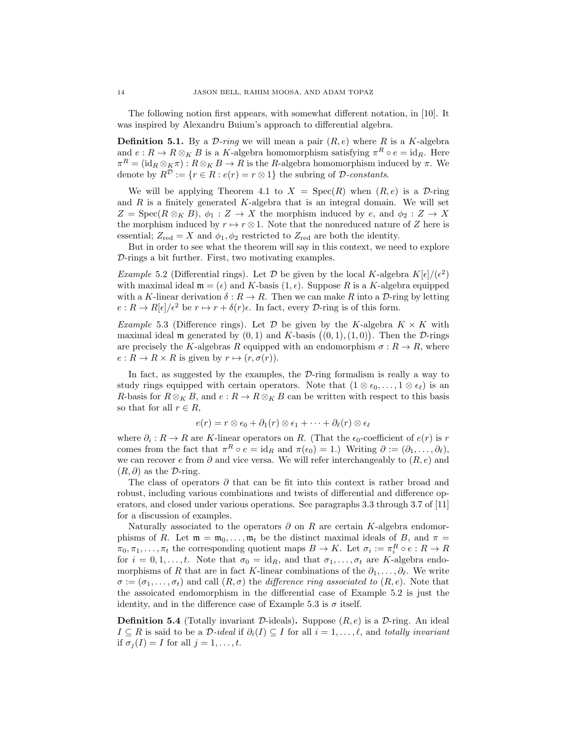The following notion first appears, with somewhat different notation, in [10]. It was inspired by Alexandru Buium's approach to differential algebra.

**Definition 5.1.** By a *$\mathcal{D}$-ring* we will mean a pair $(R, e)$ where $R$ is a $K$-algebra and $e : R \to R \otimes_K B$ is a $K$-algebra homomorphism satisfying $\pi^R \circ e = \mathrm{id}_R$. Here $\pi^R = (\mathrm{id}_R \otimes_K \pi) : R \otimes_K B \to R$ is the $R$-algebra homomorphism induced by $\pi$. We denote by $R^{\mathcal{D}} := \{r \in R : e(r) = r \otimes 1\}$ the subring of *$\mathcal{D}$-constants*.

We will be applying Theorem 4.1 to $X = \mathrm{Spec}(R)$ when $(R, e)$ is a $\mathcal{D}$-ring and $R$ is a finitely generated $K$-algebra that is an integral domain. We will set $Z = \mathrm{Spec}(R \otimes_K B)$, $\phi_1 : Z \to X$ the morphism induced by $e$, and $\phi_2 : Z \to X$ the morphism induced by $r \mapsto r \otimes 1$. Note that the nonreduced nature of $Z$ here is essential; $Z_{\mathrm{red}} = X$ and $\phi_1, \phi_2$ restricted to $Z_{\mathrm{red}}$ are both the identity.

But in order to see what the theorem will say in this context, we need to explore $\mathcal{D}$-rings a bit further. First, two motivating examples.

*Example* 5.2 (Differential rings). Let $\mathcal{D}$ be given by the local $K$-algebra $K[\epsilon]/(\epsilon^2)$ with maximal ideal $\mathfrak{m} = (\epsilon)$ and $K$-basis $(1, \epsilon)$. Suppose $R$ is a $K$-algebra equipped with a $K$-linear derivation $\delta : R \to R$. Then we can make $R$ into a $\mathcal{D}$-ring by letting $e : R \to R[\epsilon]/\epsilon^2$ be $r \mapsto r + \delta(r)\epsilon$. In fact, every $\mathcal{D}$-ring is of this form.

*Example* 5.3 (Difference rings). Let $\mathcal{D}$ be given by the $K$-algebra $K \times K$ with maximal ideal $\mathfrak{m}$ generated by $(0, 1)$ and $K$-basis $\big((0, 1), (1, 0)\big)$. Then the $\mathcal{D}$-rings are precisely the $K$-algebras $R$ equipped with an endomorphism $\sigma : R \to R$, where $e : R \to R \times R$ is given by $r \mapsto (r, \sigma(r))$.

In fact, as suggested by the examples, the $\mathcal{D}$-ring formalism is really a way to study rings equipped with certain operators. Note that $(1 \otimes \epsilon_0, \ldots, 1 \otimes \epsilon_\ell)$ is an $R$-basis for $R \otimes_K B$, and $e : R \to R \otimes_K B$ can be written with respect to this basis so that for all $r \in R$,

$$e(r) = r \otimes \epsilon_0 + \partial_1(r) \otimes \epsilon_1 + \cdots + \partial_\ell(r) \otimes \epsilon_\ell$$

where $\partial_i : R \to R$ are $K$-linear operators on $R$. (That the $\epsilon_0$-coefficient of $e(r)$ is $r$ comes from the fact that $\pi^R \circ e = \mathrm{id}_R$ and $\pi(\epsilon_0) = 1$.) Writing $\partial := (\partial_1, \ldots, \partial_\ell)$, we can recover $e$ from $\partial$ and vice versa. We will refer interchangeably to $(R, e)$ and $(R, \partial)$ as the $\mathcal{D}$-ring.

The class of operators $\partial$ that can be fit into this context is rather broad and robust, including various combinations and twists of differential and difference operators, and closed under various operations. See paragraphs 3.3 through 3.7 of [11] for a discussion of examples.

Naturally associated to the operators $\partial$ on $R$ are certain $K$-algebra endomorphisms of $R$. Let $\mathfrak{m} = \mathfrak{m}_0, \ldots, \mathfrak{m}_t$ be the distinct maximal ideals of $B$, and $\pi = \pi_0, \pi_1, \ldots, \pi_t$ the corresponding quotient maps $B \to K$. Let $\sigma_i := \pi_i^R \circ e : R \to R$ for $i = 0, 1, \ldots, t$. Note that $\sigma_0 = \mathrm{id}_R$, and that $\sigma_1, \ldots, \sigma_t$ are $K$-algebra endomorphisms of $R$ that are in fact $K$-linear combinations of the $\partial_1, \ldots, \partial_\ell$. We write $\sigma := (\sigma_1, \ldots, \sigma_t)$ and call $(R, \sigma)$ the *difference ring associated to* $(R, e)$. Note that the assoicated endomorphism in the differential case of Example 5.2 is just the identity, and in the difference case of Example 5.3 is $\sigma$ itself.

**Definition 5.4** (Totally invariant $\mathcal{D}$-ideals)**.** Suppose $(R, e)$ is a $\mathcal{D}$-ring. An ideal $I \subseteq R$ is said to be a *$\mathcal{D}$-ideal* if $\partial_i(I) \subseteq I$ for all $i = 1, \ldots, \ell$, and *totally invariant* if $\sigma_j(I) = I$ for all $j = 1, \ldots, t$.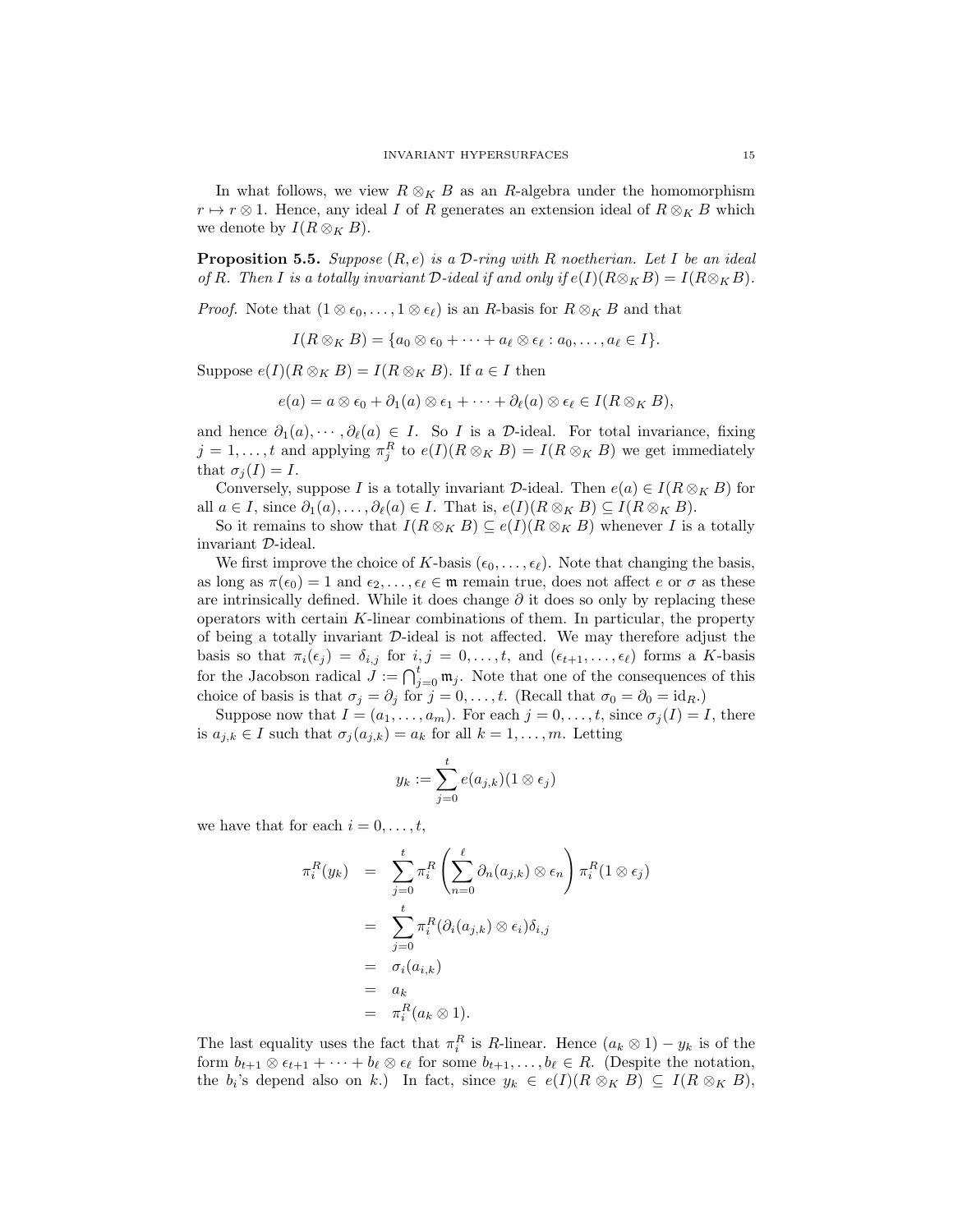In what follows, we view $R \otimes_K B$ as an $R$-algebra under the homomorphism $r \mapsto r \otimes 1$. Hence, any ideal $I$ of $R$ generates an extension ideal of $R \otimes_K B$ which we denote by $I(R \otimes_K B)$.

**Proposition 5.5.** *Suppose $(R, e)$ is a $\mathcal{D}$-ring with $R$ noetherian. Let $I$ be an ideal of $R$. Then $I$ is a totally invariant $\mathcal{D}$-ideal if and only if $e(I)(R \otimes_K B) = I(R \otimes_K B)$.*

*Proof.* Note that $(1 \otimes \epsilon_0, \ldots, 1 \otimes \epsilon_\ell)$ is an $R$-basis for $R \otimes_K B$ and that

$$I(R \otimes_K B) = \{a_0 \otimes \epsilon_0 + \cdots + a_\ell \otimes \epsilon_\ell : a_0, \ldots, a_\ell \in I\}.$$

Suppose $e(I)(R \otimes_K B) = I(R \otimes_K B)$. If $a \in I$ then

$$e(a) = a \otimes \epsilon_0 + \partial_1(a) \otimes \epsilon_1 + \cdots + \partial_\ell(a) \otimes \epsilon_\ell \in I(R \otimes_K B),$$

and hence $\partial_1(a), \cdots, \partial_\ell(a) \in I$. So $I$ is a $\mathcal{D}$-ideal. For total invariance, fixing $j = 1, \ldots, t$ and applying $\pi_j^R$ to $e(I)(R \otimes_K B) = I(R \otimes_K B)$ we get immediately that $\sigma_j(I) = I$.

Conversely, suppose $I$ is a totally invariant $\mathcal{D}$-ideal. Then $e(a) \in I(R \otimes_K B)$ for all $a \in I$, since $\partial_1(a), \ldots, \partial_\ell(a) \in I$. That is, $e(I)(R \otimes_K B) \subseteq I(R \otimes_K B)$.

So it remains to show that $I(R \otimes_K B) \subseteq e(I)(R \otimes_K B)$ whenever $I$ is a totally invariant $\mathcal{D}$-ideal.

We first improve the choice of $K$-basis $(\epsilon_0, \ldots, \epsilon_\ell)$. Note that changing the basis, as long as $\pi(\epsilon_0) = 1$ and $\epsilon_2, \ldots, \epsilon_\ell \in \mathfrak{m}$ remain true, does not affect $e$ or $\sigma$ as these are intrinsically defined. While it does change $\partial$ it does so only by replacing these operators with certain $K$-linear combinations of them. In particular, the property of being a totally invariant $\mathcal{D}$-ideal is not affected. We may therefore adjust the basis so that $\pi_i(\epsilon_j) = \delta_{i,j}$ for $i, j = 0, \ldots, t$, and $(\epsilon_{t+1}, \ldots, \epsilon_\ell)$ forms a $K$-basis for the Jacobson radical $J := \bigcap_{j=0}^t \mathfrak{m}_j$. Note that one of the consequences of this choice of basis is that $\sigma_j = \partial_j$ for $j = 0, \ldots, t$. (Recall that $\sigma_0 = \partial_0 = \mathrm{id}_R$.)

Suppose now that $I = (a_1, \ldots, a_m)$. For each $j = 0, \ldots, t$, since $\sigma_j(I) = I$, there is $a_{j,k} \in I$ such that $\sigma_j(a_{j,k}) = a_k$ for all $k = 1, \ldots, m$. Letting

$$y_k := \sum_{j=0}^{t} e(a_{j,k})(1 \otimes \epsilon_j)$$

we have that for each $i = 0, \ldots, t$,

$$\begin{aligned}
\pi_i^R(y_k) &= \sum_{j=0}^{t} \pi_i^R\left(\sum_{n=0}^{\ell} \partial_n(a_{j,k}) \otimes \epsilon_n\right) \pi_i^R(1 \otimes \epsilon_j) \\
&= \sum_{j=0}^{t} \pi_i^R(\partial_i(a_{j,k}) \otimes \epsilon_i)\delta_{i,j} \\
&= \sigma_i(a_{i,k}) \\
&= a_k \\
&= \pi_i^R(a_k \otimes 1).
\end{aligned}$$

The last equality uses the fact that $\pi_i^R$ is $R$-linear. Hence $(a_k \otimes 1) - y_k$ is of the form $b_{t+1} \otimes \epsilon_{t+1} + \cdots + b_\ell \otimes \epsilon_\ell$ for some $b_{t+1}, \ldots, b_\ell \in R$. (Despite the notation, the $b_i$'s depend also on $k$.) In fact, since $y_k \in e(I)(R \otimes_K B) \subseteq I(R \otimes_K B)$,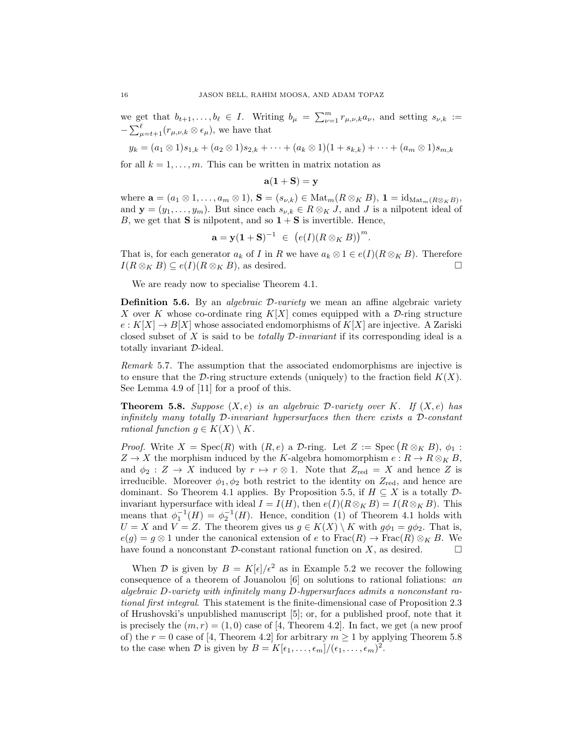we get that $b_{t+1},\dots,b_\ell \in I$. Writing $b_\mu = \sum_{\nu=1}^m r_{\mu,\nu,k} a_\nu$, and setting $s_{\nu,k} := -\sum_{\mu=t+1}^{\ell} (r_{\mu,\nu,k} \otimes \epsilon_\mu)$, we have that

$$y_k = (a_1 \otimes 1)s_{1,k} + (a_2 \otimes 1)s_{2,k} + \cdots + (a_k \otimes 1)(1 + s_{k,k}) + \cdots + (a_m \otimes 1)s_{m,k}$$

for all $k = 1,\dots,m$. This can be written in matrix notation as

$$\mathbf{a}(\mathbf{1} + \mathbf{S}) = \mathbf{y}$$

where $\mathbf{a} = (a_1 \otimes 1,\dots,a_m \otimes 1)$, $\mathbf{S} = (s_{\nu,k}) \in \mathrm{Mat}_m(R \otimes_K B)$, $\mathbf{1} = \mathrm{id}_{\mathrm{Mat}_m(R\otimes_K B)}$, and $\mathbf{y} = (y_1,\dots,y_m)$. But since each $s_{\nu,k} \in R \otimes_K J$, and $J$ is a nilpotent ideal of $B$, we get that $\mathbf{S}$ is nilpotent, and so $\mathbf{1} + \mathbf{S}$ is invertible. Hence,

$$\mathbf{a} = \mathbf{y}(\mathbf{1} + \mathbf{S})^{-1} \in \big(e(I)(R \otimes_K B)\big)^m.$$

That is, for each generator $a_k$ of $I$ in $R$ we have $a_k \otimes 1 \in e(I)(R \otimes_K B)$. Therefore $I(R \otimes_K B) \subseteq e(I)(R \otimes_K B)$, as desired. □

We are ready now to specialise Theorem 4.1.

**Definition 5.6.** By an *algebraic $\mathcal{D}$-variety* we mean an affine algebraic variety $X$ over $K$ whose co-ordinate ring $K[X]$ comes equipped with a $\mathcal{D}$-ring structure $e : K[X] \to B[X]$ whose associated endomorphisms of $K[X]$ are injective. A Zariski closed subset of $X$ is said to be *totally $\mathcal{D}$-invariant* if its corresponding ideal is a totally invariant $\mathcal{D}$-ideal.

*Remark* 5.7. The assumption that the associated endomorphisms are injective is to ensure that the $\mathcal{D}$-ring structure extends (uniquely) to the fraction field $K(X)$. See Lemma 4.9 of [11] for a proof of this.

**Theorem 5.8.** *Suppose $(X, e)$ is an algebraic $\mathcal{D}$-variety over $K$. If $(X, e)$ has infinitely many totally $\mathcal{D}$-invariant hypersurfaces then there exists a $\mathcal{D}$-constant rational function $g \in K(X) \setminus K$.*

*Proof.* Write $X = \mathrm{Spec}(R)$ with $(R, e)$ a $\mathcal{D}$-ring. Let $Z := \mathrm{Spec}\,\big(R \otimes_K B\big)$, $\phi_1 : Z \to X$ the morphism induced by the $K$-algebra homomorphism $e : R \to R \otimes_K B$, and $\phi_2 : Z \to X$ induced by $r \mapsto r \otimes 1$. Note that $Z_{\mathrm{red}} = X$ and hence $Z$ is irreducible. Moreover $\phi_1, \phi_2$ both restrict to the identity on $Z_{\mathrm{red}}$, and hence are dominant. So Theorem 4.1 applies. By Proposition 5.5, if $H \subseteq X$ is a totally $\mathcal{D}$-invariant hypersurface with ideal $I = I(H)$, then $e(I)(R\otimes_K B) = I(R \otimes_K B)$. This means that $\phi_1^{-1}(H) = \phi_2^{-1}(H)$. Hence, condition (1) of Theorem 4.1 holds with $U = X$ and $V = Z$. The theorem gives us $g \in K(X) \setminus K$ with $g\phi_1 = g\phi_2$. That is, $e(g) = g \otimes 1$ under the canonical extension of $e$ to $\mathrm{Frac}(R) \to \mathrm{Frac}(R) \otimes_K B$. We have found a nonconstant $\mathcal{D}$-constant rational function on $X$, as desired. □

When $\mathcal{D}$ is given by $B = K[\epsilon]/\epsilon^2$ as in Example 5.2 we recover the following consequence of a theorem of Jouanolou [6] on solutions to rational foliations: *an algebraic $D$-variety with infinitely many $D$-hypersurfaces admits a nonconstant rational first integral*. This statement is the finite-dimensional case of Proposition 2.3 of Hrushovski's unpublished manuscript [5]; or, for a published proof, note that it is precisely the $(m, r) = (1, 0)$ case of [4, Theorem 4.2]. In fact, we get (a new proof of) the $r = 0$ case of [4, Theorem 4.2] for arbitrary $m \geq 1$ by applying Theorem 5.8 to the case when $\mathcal{D}$ is given by $B = K[\epsilon_1,\dots,\epsilon_m]/(\epsilon_1,\dots,\epsilon_m)^2$.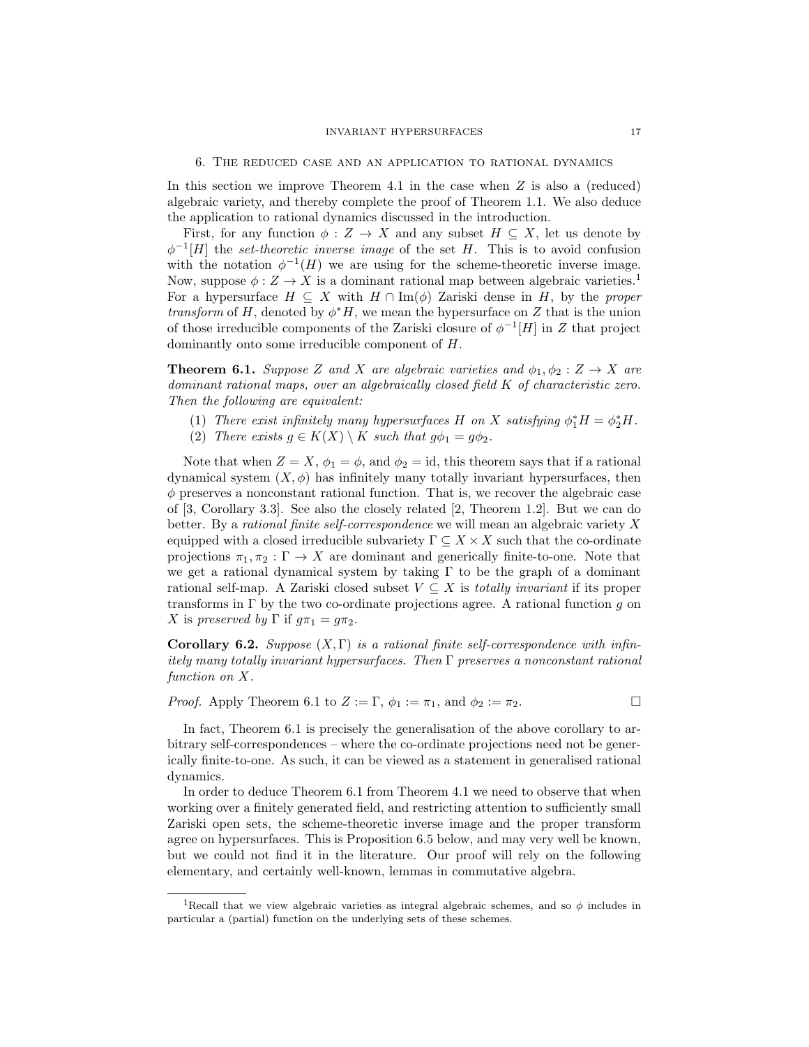## 6. The reduced case and an application to rational dynamics

In this section we improve Theorem 4.1 in the case when $Z$ is also a (reduced) algebraic variety, and thereby complete the proof of Theorem 1.1. We also deduce the application to rational dynamics discussed in the introduction.

First, for any function $\phi : Z \to X$ and any subset $H \subseteq X$, let us denote by $\phi^{-1}[H]$ the *set-theoretic inverse image* of the set $H$. This is to avoid confusion with the notation $\phi^{-1}(H)$ we are using for the scheme-theoretic inverse image. Now, suppose $\phi : Z \to X$ is a dominant rational map between algebraic varieties.[1] For a hypersurface $H \subseteq X$ with $H \cap \mathrm{Im}(\phi)$ Zariski dense in $H$, by the *proper transform* of $H$, denoted by $\phi^* H$, we mean the hypersurface on $Z$ that is the union of those irreducible components of the Zariski closure of $\phi^{-1}[H]$ in $Z$ that project dominantly onto some irreducible component of $H$.

**Theorem 6.1.** *Suppose $Z$ and $X$ are algebraic varieties and $\phi_1, \phi_2 : Z \to X$ are dominant rational maps, over an algebraically closed field $K$ of characteristic zero. Then the following are equivalent:*

1. *There exist infinitely many hypersurfaces $H$ on $X$ satisfying $\phi_1^* H = \phi_2^* H$.*
2. *There exists $g \in K(X) \setminus K$ such that $g\phi_1 = g\phi_2$.*

Note that when $Z = X$, $\phi_1 = \phi$, and $\phi_2 = \mathrm{id}$, this theorem says that if a rational dynamical system $(X, \phi)$ has infinitely many totally invariant hypersurfaces, then $\phi$ preserves a nonconstant rational function. That is, we recover the algebraic case of [3, Corollary 3.3]. See also the closely related [2, Theorem 1.2]. But we can do better. By a *rational finite self-correspondence* we will mean an algebraic variety $X$ equipped with a closed irreducible subvariety $\Gamma \subseteq X \times X$ such that the co-ordinate projections $\pi_1, \pi_2 : \Gamma \to X$ are dominant and generically finite-to-one. Note that we get a rational dynamical system by taking $\Gamma$ to be the graph of a dominant rational self-map. A Zariski closed subset $V \subseteq X$ is *totally invariant* if its proper transforms in $\Gamma$ by the two co-ordinate projections agree. A rational function $g$ on $X$ is *preserved by* $\Gamma$ if $g\pi_1 = g\pi_2$.

**Corollary 6.2.** *Suppose $(X, \Gamma)$ is a rational finite self-correspondence with infinitely many totally invariant hypersurfaces. Then $\Gamma$ preserves a nonconstant rational function on $X$.*

*Proof.* Apply Theorem 6.1 to $Z := \Gamma$, $\phi_1 := \pi_1$, and $\phi_2 := \pi_2$. □

In fact, Theorem 6.1 is precisely the generalisation of the above corollary to arbitrary self-correspondences – where the co-ordinate projections need not be generically finite-to-one. As such, it can be viewed as a statement in generalised rational dynamics.

In order to deduce Theorem 6.1 from Theorem 4.1 we need to observe that when working over a finitely generated field, and restricting attention to sufficiently small Zariski open sets, the scheme-theoretic inverse image and the proper transform agree on hypersurfaces. This is Proposition 6.5 below, and may very well be known, but we could not find it in the literature. Our proof will rely on the following elementary, and certainly well-known, lemmas in commutative algebra.

[1] Recall that we view algebraic varieties as integral algebraic schemes, and so $\phi$ includes in particular a (partial) function on the underlying sets of these schemes.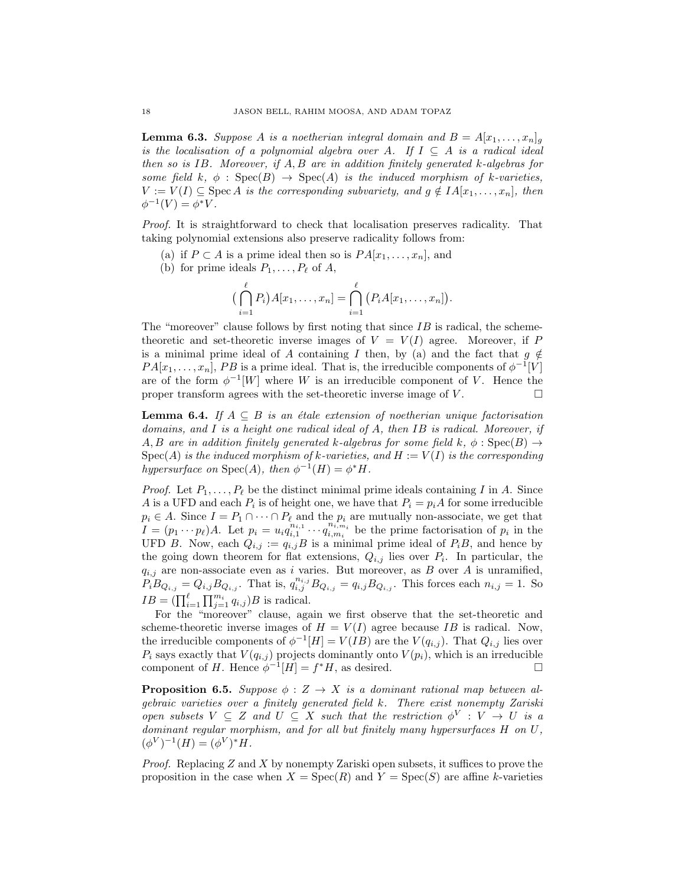**Lemma 6.3.** *Suppose $A$ is a noetherian integral domain and $B = A[x_1, \ldots, x_n]_g$ is the localisation of a polynomial algebra over $A$. If $I \subseteq A$ is a radical ideal then so is $IB$. Moreover, if $A, B$ are in addition finitely generated $k$-algebras for some field $k$, $\phi : \operatorname{Spec}(B) \to \operatorname{Spec}(A)$ is the induced morphism of $k$-varieties, $V := V(I) \subseteq \operatorname{Spec} A$ is the corresponding subvariety, and $g \notin IA[x_1, \ldots, x_n]$, then $\phi^{-1}(V) = \phi^* V$.*

*Proof.* It is straightforward to check that localisation preserves radicality. That taking polynomial extensions also preserve radicality follows from:

(a) if $P \subset A$ is a prime ideal then so is $PA[x_1, \ldots, x_n]$, and

(b) for prime ideals $P_1, \ldots, P_\ell$ of $A$,

$$\big(\bigcap_{i=1}^{\ell} P_i\big) A[x_1, \ldots, x_n] = \bigcap_{i=1}^{\ell} \big(P_i A[x_1, \ldots, x_n]\big).$$

The "moreover" clause follows by first noting that since $IB$ is radical, the scheme-theoretic and set-theoretic inverse images of $V = V(I)$ agree. Moreover, if $P$ is a minimal prime ideal of $A$ containing $I$ then, by (a) and the fact that $g \notin PA[x_1, \ldots, x_n]$, $PB$ is a prime ideal. That is, the irreducible components of $\phi^{-1}[V]$ are of the form $\phi^{-1}[W]$ where $W$ is an irreducible component of $V$. Hence the proper transform agrees with the set-theoretic inverse image of $V$. $\square$

**Lemma 6.4.** *If $A \subseteq B$ is an étale extension of noetherian unique factorisation domains, and $I$ is a height one radical ideal of $A$, then $IB$ is radical. Moreover, if $A, B$ are in addition finitely generated $k$-algebras for some field $k$, $\phi : \operatorname{Spec}(B) \to \operatorname{Spec}(A)$ is the induced morphism of $k$-varieties, and $H := V(I)$ is the corresponding hypersurface on $\operatorname{Spec}(A)$, then $\phi^{-1}(H) = \phi^* H$.*

*Proof.* Let $P_1, \ldots, P_\ell$ be the distinct minimal prime ideals containing $I$ in $A$. Since $A$ is a UFD and each $P_i$ is of height one, we have that $P_i = p_i A$ for some irreducible $p_i \in A$. Since $I = P_1 \cap \cdots \cap P_\ell$ and the $p_i$ are mutually non-associate, we get that $I = (p_1 \cdots p_\ell)A$. Let $p_i = u_i q_{i,1}^{n_{i,1}} \cdots q_{i,m_i}^{n_{i,m_i}}$ be the prime factorisation of $p_i$ in the UFD $B$. Now, each $Q_{i,j} := q_{i,j}B$ is a minimal prime ideal of $P_i B$, and hence by the going down theorem for flat extensions, $Q_{i,j}$ lies over $P_i$. In particular, the $q_{i,j}$ are non-associate even as $i$ varies. But moreover, as $B$ over $A$ is unramified, $P_i B_{Q_{i,j}} = Q_{i,j} B_{Q_{i,j}}$. That is, $q_{i,j}^{n_{i,j}} B_{Q_{i,j}} = q_{i,j} B_{Q_{i,j}}$. This forces each $n_{i,j} = 1$. So $IB = (\prod_{i=1}^{\ell} \prod_{j=1}^{m_i} q_{i,j})B$ is radical.

For the "moreover" clause, again we first observe that the set-theoretic and scheme-theoretic inverse images of $H = V(I)$ agree because $IB$ is radical. Now, the irreducible components of $\phi^{-1}[H] = V(IB)$ are the $V(q_{i,j})$. That $Q_{i,j}$ lies over $P_i$ says exactly that $V(q_{i,j})$ projects dominantly onto $V(p_i)$, which is an irreducible component of $H$. Hence $\phi^{-1}[H] = f^* H$, as desired. $\square$

**Proposition 6.5.** *Suppose $\phi : Z \to X$ is a dominant rational map between algebraic varieties over a finitely generated field $k$. There exist nonempty Zariski open subsets $V \subseteq Z$ and $U \subseteq X$ such that the restriction $\phi^V : V \to U$ is a dominant regular morphism, and for all but finitely many hypersurfaces $H$ on $U$, $(\phi^V)^{-1}(H) = (\phi^V)^* H$.*

*Proof.* Replacing $Z$ and $X$ by nonempty Zariski open subsets, it suffices to prove the proposition in the case when $X = \operatorname{Spec}(R)$ and $Y = \operatorname{Spec}(S)$ are affine $k$-varieties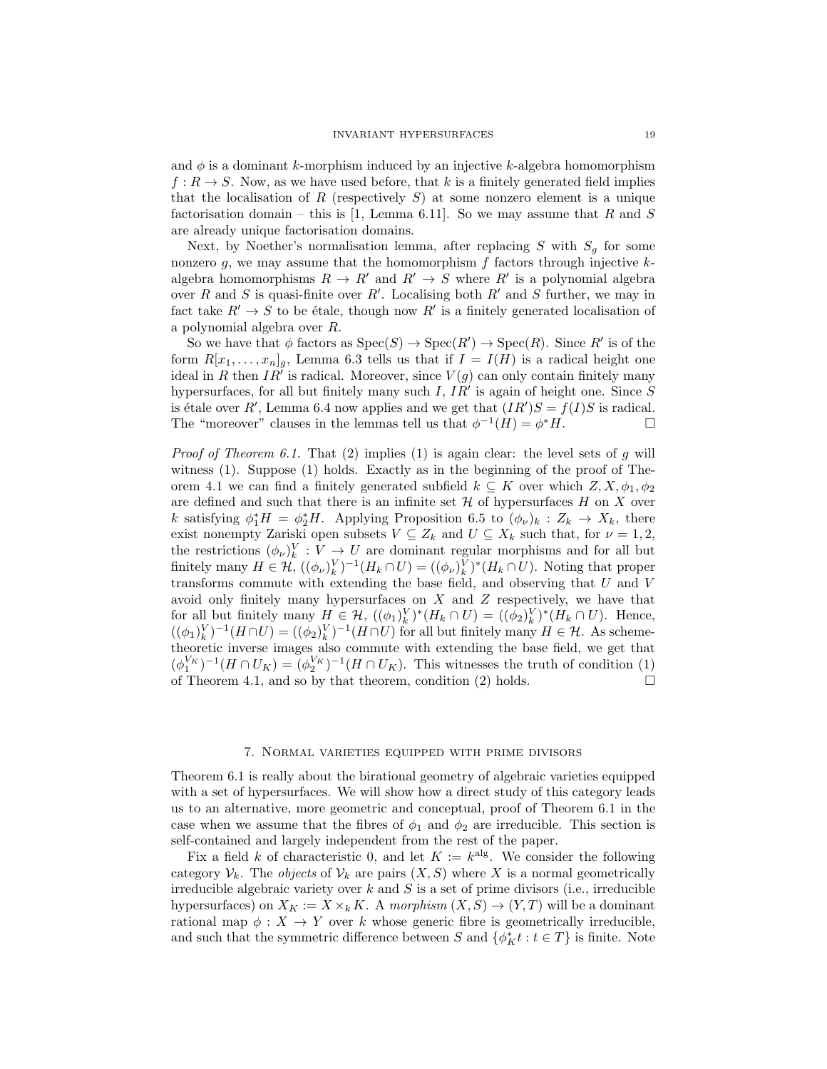and $\phi$ is a dominant $k$-morphism induced by an injective $k$-algebra homomorphism $f : R \to S$. Now, as we have used before, that $k$ is a finitely generated field implies that the localisation of $R$ (respectively $S$) at some nonzero element is a unique factorisation domain – this is [1, Lemma 6.11]. So we may assume that $R$ and $S$ are already unique factorisation domains.

Next, by Noether's normalisation lemma, after replacing $S$ with $S_g$ for some nonzero $g$, we may assume that the homomorphism $f$ factors through injective $k$-algebra homomorphisms $R \to R'$ and $R' \to S$ where $R'$ is a polynomial algebra over $R$ and $S$ is quasi-finite over $R'$. Localising both $R'$ and $S$ further, we may in fact take $R' \to S$ to be étale, though now $R'$ is a finitely generated localisation of a polynomial algebra over $R$.

So we have that $\phi$ factors as $\mathrm{Spec}(S) \to \mathrm{Spec}(R') \to \mathrm{Spec}(R)$. Since $R'$ is of the form $R[x_1, \ldots, x_n]_g$, Lemma 6.3 tells us that if $I = I(H)$ is a radical height one ideal in $R$ then $IR'$ is radical. Moreover, since $V(g)$ can only contain finitely many hypersurfaces, for all but finitely many such $I$, $IR'$ is again of height one. Since $S$ is étale over $R'$, Lemma 6.4 now applies and we get that $(IR')S = f(I)S$ is radical. The "moreover" clauses in the lemmas tell us that $\phi^{-1}(H) = \phi^* H$. $\square$

*Proof of Theorem 6.1.* That (2) implies (1) is again clear: the level sets of $g$ will witness (1). Suppose (1) holds. Exactly as in the beginning of the proof of Theorem 4.1 we can find a finitely generated subfield $k \subseteq K$ over which $Z, X, \phi_1, \phi_2$ are defined and such that there is an infinite set $\mathcal{H}$ of hypersurfaces $H$ on $X$ over $k$ satisfying $\phi_1^* H = \phi_2^* H$. Applying Proposition 6.5 to $(\phi_\nu)_k : Z_k \to X_k$, there exist nonempty Zariski open subsets $V \subseteq Z_k$ and $U \subseteq X_k$ such that, for $\nu = 1, 2$, the restrictions $(\phi_\nu)_k^V : V \to U$ are dominant regular morphisms and for all but finitely many $H \in \mathcal{H}$, $((\phi_\nu)_k^V)^{-1}(H_k \cap U) = ((\phi_\nu)_k^V)^*(H_k \cap U)$. Noting that proper transforms commute with extending the base field, and observing that $U$ and $V$ avoid only finitely many hypersurfaces on $X$ and $Z$ respectively, we have that for all but finitely many $H \in \mathcal{H}$, $((\phi_1)_k^V)^*(H_k \cap U) = ((\phi_2)_k^V)^*(H_k \cap U)$. Hence, $((\phi_1)_k^V)^{-1}(H \cap U) = ((\phi_2)_k^V)^{-1}(H \cap U)$ for all but finitely many $H \in \mathcal{H}$. As scheme-theoretic inverse images also commute with extending the base field, we get that $(\phi_1^{V_K})^{-1}(H \cap U_K) = (\phi_2^{V_K})^{-1}(H \cap U_K)$. This witnesses the truth of condition (1) of Theorem 4.1, and so by that theorem, condition (2) holds. $\square$

## 7. Normal varieties equipped with prime divisors

Theorem 6.1 is really about the birational geometry of algebraic varieties equipped with a set of hypersurfaces. We will show how a direct study of this category leads us to an alternative, more geometric and conceptual, proof of Theorem 6.1 in the case when we assume that the fibres of $\phi_1$ and $\phi_2$ are irreducible. This section is self-contained and largely independent from the rest of the paper.

Fix a field $k$ of characteristic 0, and let $K := k^{\mathrm{alg}}$. We consider the following category $\mathcal{V}_k$. The *objects* of $\mathcal{V}_k$ are pairs $(X, S)$ where $X$ is a normal geometrically irreducible algebraic variety over $k$ and $S$ is a set of prime divisors (i.e., irreducible hypersurfaces) on $X_K := X \times_k K$. A *morphism* $(X, S) \to (Y, T)$ will be a dominant rational map $\phi : X \to Y$ over $k$ whose generic fibre is geometrically irreducible, and such that the symmetric difference between $S$ and $\{\phi_K^* t : t \in T\}$ is finite. Note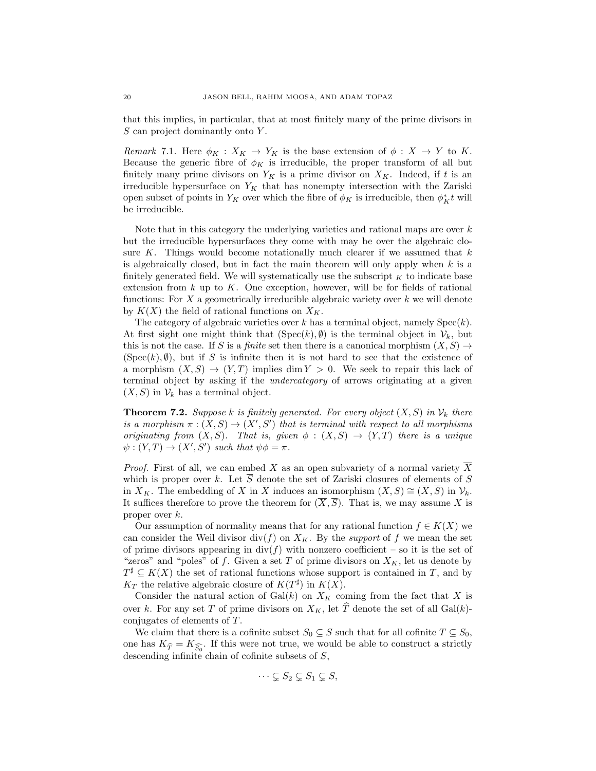that this implies, in particular, that at most finitely many of the prime divisors in $S$ can project dominantly onto $Y$.

*Remark* 7.1. Here $\phi_K : X_K \to Y_K$ is the base extension of $\phi : X \to Y$ to $K$. Because the generic fibre of $\phi_K$ is irreducible, the proper transform of all but finitely many prime divisors on $Y_K$ is a prime divisor on $X_K$. Indeed, if $t$ is an irreducible hypersurface on $Y_K$ that has nonempty intersection with the Zariski open subset of points in $Y_K$ over which the fibre of $\phi_K$ is irreducible, then $\phi_K^* t$ will be irreducible.

Note that in this category the underlying varieties and rational maps are over $k$ but the irreducible hypersurfaces they come with may be over the algebraic closure $K$. Things would become notationally much clearer if we assumed that $k$ is algebraically closed, but in fact the main theorem will only apply when $k$ is a finitely generated field. We will systematically use the subscript $_K$ to indicate base extension from $k$ up to $K$. One exception, however, will be for fields of rational functions: For $X$ a geometrically irreducible algebraic variety over $k$ we will denote by $K(X)$ the field of rational functions on $X_K$.

The category of algebraic varieties over $k$ has a terminal object, namely $\mathrm{Spec}(k)$. At first sight one might think that $(\mathrm{Spec}(k), \emptyset)$ is the terminal object in $\mathcal{V}_k$, but this is not the case. If $S$ is a *finite* set then there is a canonical morphism $(X, S) \to (\mathrm{Spec}(k), \emptyset)$, but if $S$ is infinite then it is not hard to see that the existence of a morphism $(X, S) \to (Y, T)$ implies $\dim Y > 0$. We seek to repair this lack of terminal object by asking if the *undercategory* of arrows originating at a given $(X, S)$ in $\mathcal{V}_k$ has a terminal object.

**Theorem 7.2.** *Suppose $k$ is finitely generated. For every object $(X, S)$ in $\mathcal{V}_k$ there is a morphism $\pi : (X, S) \to (X', S')$ that is terminal with respect to all morphisms originating from $(X, S)$. That is, given $\phi : (X, S) \to (Y, T)$ there is a unique $\psi : (Y, T) \to (X', S')$ such that $\psi\phi = \pi$.*

*Proof.* First of all, we can embed $X$ as an open subvariety of a normal variety $\overline{X}$ which is proper over $k$. Let $\overline{S}$ denote the set of Zariski closures of elements of $S$ in $\overline{X}_K$. The embedding of $X$ in $\overline{X}$ induces an isomorphism $(X, S) \cong (\overline{X}, \overline{S})$ in $\mathcal{V}_k$. It suffices therefore to prove the theorem for $(\overline{X}, \overline{S})$. That is, we may assume $X$ is proper over $k$.

Our assumption of normality means that for any rational function $f \in K(X)$ we can consider the Weil divisor $\mathrm{div}(f)$ on $X_K$. By the *support* of $f$ we mean the set of prime divisors appearing in $\mathrm{div}(f)$ with nonzero coefficient – so it is the set of "zeros" and "poles" of $f$. Given a set $T$ of prime divisors on $X_K$, let us denote by $T^\sharp \subseteq K(X)$ the set of rational functions whose support is contained in $T$, and by $K_T$ the relative algebraic closure of $K(T^\sharp)$ in $K(X)$.

Consider the natural action of $\mathrm{Gal}(k)$ on $X_K$ coming from the fact that $X$ is over $k$. For any set $T$ of prime divisors on $X_K$, let $\widehat{T}$ denote the set of all $\mathrm{Gal}(k)$-conjugates of elements of $T$.

We claim that there is a cofinite subset $S_0 \subseteq S$ such that for all cofinite $T \subseteq S_0$, one has $K_{\widehat{T}} = K_{\widehat{S_0}}$. If this were not true, we would be able to construct a strictly descending infinite chain of cofinite subsets of $S$,

$$\cdots \subsetneq S_2 \subsetneq S_1 \subsetneq S,$$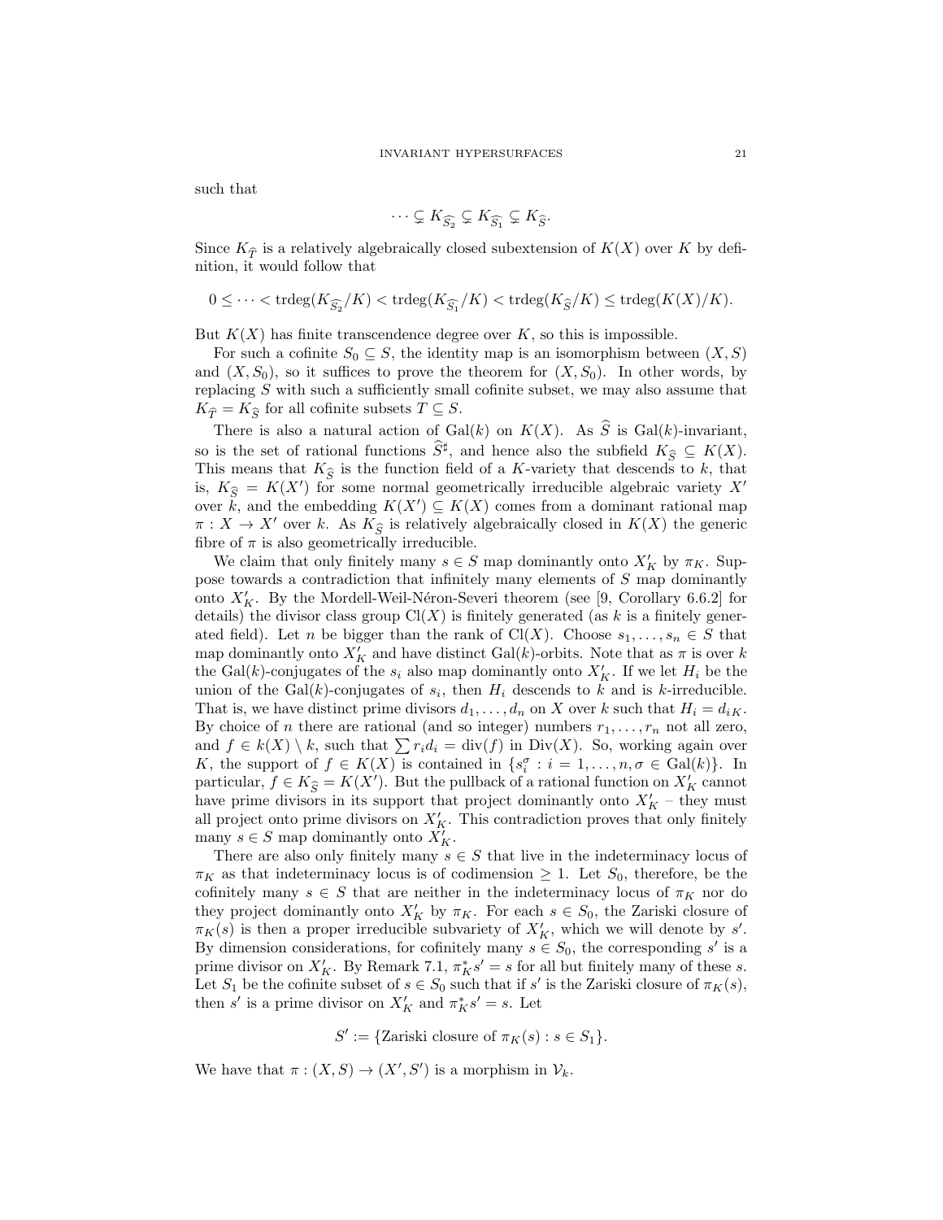such that

$$\cdots \subsetneq K_{\widehat{S_2}} \subsetneq K_{\widehat{S_1}} \subsetneq K_{\widehat{S}}.$$

Since $K_{\widehat{T}}$ is a relatively algebraically closed subextension of $K(X)$ over $K$ by definition, it would follow that

$$0 \leq \cdots < \operatorname{trdeg}(K_{\widehat{S_2}}/K) < \operatorname{trdeg}(K_{\widehat{S_1}}/K) < \operatorname{trdeg}(K_{\widehat{S}}/K) \leq \operatorname{trdeg}(K(X)/K).$$

But $K(X)$ has finite transcendence degree over $K$, so this is impossible.

For such a cofinite $S_0 \subseteq S$, the identity map is an isomorphism between $(X, S)$ and $(X, S_0)$, so it suffices to prove the theorem for $(X, S_0)$. In other words, by replacing $S$ with such a sufficiently small cofinite subset, we may also assume that $K_{\widehat{T}} = K_{\widehat{S}}$ for all cofinite subsets $T \subseteq S$.

There is also a natural action of $\operatorname{Gal}(k)$ on $K(X)$. As $\widehat{S}$ is $\operatorname{Gal}(k)$-invariant, so is the set of rational functions $\widehat{S}^\sharp$, and hence also the subfield $K_{\widehat{S}} \subseteq K(X)$. This means that $K_{\widehat{S}}$ is the function field of a $K$-variety that descends to $k$, that is, $K_{\widehat{S}} = K(X')$ for some normal geometrically irreducible algebraic variety $X'$ over $k$, and the embedding $K(X') \subseteq K(X)$ comes from a dominant rational map $\pi : X \to X'$ over $k$. As $K_{\widehat{S}}$ is relatively algebraically closed in $K(X)$ the generic fibre of $\pi$ is also geometrically irreducible.

We claim that only finitely many $s \in S$ map dominantly onto $X'_K$ by $\pi_K$. Suppose towards a contradiction that infinitely many elements of $S$ map dominantly onto $X'_K$. By the Mordell-Weil-Néron-Severi theorem (see [9, Corollary 6.6.2] for details) the divisor class group $\operatorname{Cl}(X)$ is finitely generated (as $k$ is a finitely generated field). Let $n$ be bigger than the rank of $\operatorname{Cl}(X)$. Choose $s_1, \ldots, s_n \in S$ that map dominantly onto $X'_K$ and have distinct $\operatorname{Gal}(k)$-orbits. Note that as $\pi$ is over $k$ the $\operatorname{Gal}(k)$-conjugates of the $s_i$ also map dominantly onto $X'_K$. If we let $H_i$ be the union of the $\operatorname{Gal}(k)$-conjugates of $s_i$, then $H_i$ descends to $k$ and is $k$-irreducible. That is, we have distinct prime divisors $d_1, \ldots, d_n$ on $X$ over $k$ such that $H_i = d_{iK}$. By choice of $n$ there are rational (and so integer) numbers $r_1, \ldots, r_n$ not all zero, and $f \in k(X) \setminus k$, such that $\sum r_i d_i = \operatorname{div}(f)$ in $\operatorname{Div}(X)$. So, working again over $K$, the support of $f \in K(X)$ is contained in $\{s_i^\sigma : i = 1, \ldots, n, \sigma \in \operatorname{Gal}(k)\}$. In particular, $f \in K_{\widehat{S}} = K(X')$. But the pullback of a rational function on $X'_K$ cannot have prime divisors in its support that project dominantly onto $X'_K$ – they must all project onto prime divisors on $X'_K$. This contradiction proves that only finitely many $s \in S$ map dominantly onto $X'_K$.

There are also only finitely many $s \in S$ that live in the indeterminacy locus of $\pi_K$ as that indeterminacy locus is of codimension $\geq 1$. Let $S_0$, therefore, be the cofinitely many $s \in S$ that are neither in the indeterminacy locus of $\pi_K$ nor do they project dominantly onto $X'_K$ by $\pi_K$. For each $s \in S_0$, the Zariski closure of $\pi_K(s)$ is then a proper irreducible subvariety of $X'_K$, which we will denote by $s'$. By dimension considerations, for cofinitely many $s \in S_0$, the corresponding $s'$ is a prime divisor on $X'_K$. By Remark 7.1, $\pi_K^* s' = s$ for all but finitely many of these $s$. Let $S_1$ be the cofinite subset of $s \in S_0$ such that if $s'$ is the Zariski closure of $\pi_K(s)$, then $s'$ is a prime divisor on $X'_K$ and $\pi_K^* s' = s$. Let

$$S' := \{\text{Zariski closure of } \pi_K(s) : s \in S_1\}.$$

We have that $\pi : (X, S) \to (X', S')$ is a morphism in $\mathcal{V}_k$.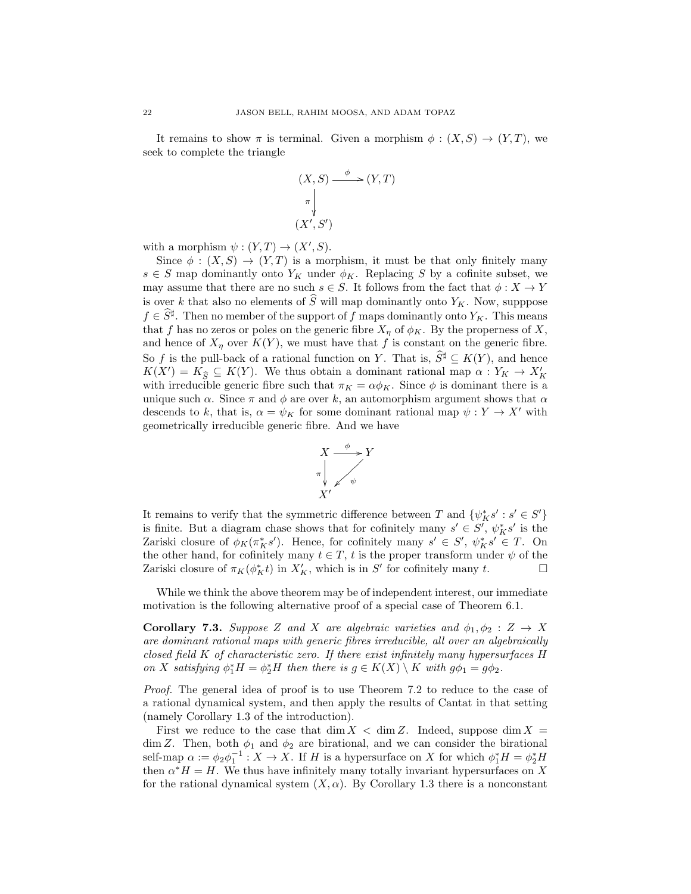It remains to show $\pi$ is terminal. Given a morphism $\phi : (X, S) \to (Y, T)$, we seek to complete the triangle

$$\begin{array}{ccc} (X,S) & \xrightarrow{\phi} & (Y,T) \\ \pi \big\downarrow & & \\ (X',S') & & \end{array}$$

with a morphism $\psi : (Y, T) \to (X', S)$.

Since $\phi : (X, S) \to (Y, T)$ is a morphism, it must be that only finitely many $s \in S$ map dominantly onto $Y_K$ under $\phi_K$. Replacing $S$ by a cofinite subset, we may assume that there are no such $s \in S$. It follows from the fact that $\phi : X \to Y$ is over $k$ that also no elements of $\widehat{S}$ will map dominantly onto $Y_K$. Now, supppose $f \in \widehat{S}^\sharp$. Then no member of the support of $f$ maps dominantly onto $Y_K$. This means that $f$ has no zeros or poles on the generic fibre $X_\eta$ of $\phi_K$. By the properness of $X$, and hence of $X_\eta$ over $K(Y)$, we must have that $f$ is constant on the generic fibre. So $f$ is the pull-back of a rational function on $Y$. That is, $\widehat{S}^\sharp \subseteq K(Y)$, and hence $K(X') = K_{\widehat{S}} \subseteq K(Y)$. We thus obtain a dominant rational map $\alpha : Y_K \to X'_K$ with irreducible generic fibre such that $\pi_K = \alpha\phi_K$. Since $\phi$ is dominant there is a unique such $\alpha$. Since $\pi$ and $\phi$ are over $k$, an automorphism argument shows that $\alpha$ descends to $k$, that is, $\alpha = \psi_K$ for some dominant rational map $\psi : Y \to X'$ with geometrically irreducible generic fibre. And we have

$$\begin{array}{ccc} X & \xrightarrow{\phi} & Y \\ \pi \big\downarrow & \swarrow_{\psi} & \\ X' & & \end{array}$$

It remains to verify that the symmetric difference between $T$ and $\{\psi_K^* s' : s' \in S'\}$ is finite. But a diagram chase shows that for cofinitely many $s' \in S'$, $\psi_K^* s'$ is the Zariski closure of $\phi_K(\pi_K^* s')$. Hence, for cofinitely many $s' \in S'$, $\psi_K^* s' \in T$. On the other hand, for cofinitely many $t \in T$, $t$ is the proper transform under $\psi$ of the Zariski closure of $\pi_K(\phi_K^* t)$ in $X'_K$, which is in $S'$ for cofinitely many $t$. $\square$

While we think the above theorem may be of independent interest, our immediate motivation is the following alternative proof of a special case of Theorem 6.1.

**Corollary 7.3.** *Suppose $Z$ and $X$ are algebraic varieties and $\phi_1, \phi_2 : Z \to X$ are dominant rational maps with generic fibres irreducible, all over an algebraically closed field $K$ of characteristic zero. If there exist infinitely many hypersurfaces $H$ on $X$ satisfying $\phi_1^* H = \phi_2^* H$ then there is $g \in K(X) \setminus K$ with $g\phi_1 = g\phi_2$.*

*Proof.* The general idea of proof is to use Theorem 7.2 to reduce to the case of a rational dynamical system, and then apply the results of Cantat in that setting (namely Corollary 1.3 of the introduction).

First we reduce to the case that $\dim X < \dim Z$. Indeed, suppose $\dim X = \dim Z$. Then, both $\phi_1$ and $\phi_2$ are birational, and we can consider the birational self-map $\alpha := \phi_2\phi_1^{-1} : X \to X$. If $H$ is a hypersurface on $X$ for which $\phi_1^* H = \phi_2^* H$ then $\alpha^* H = H$. We thus have infinitely many totally invariant hypersurfaces on $X$ for the rational dynamical system $(X, \alpha)$. By Corollary 1.3 there is a nonconstant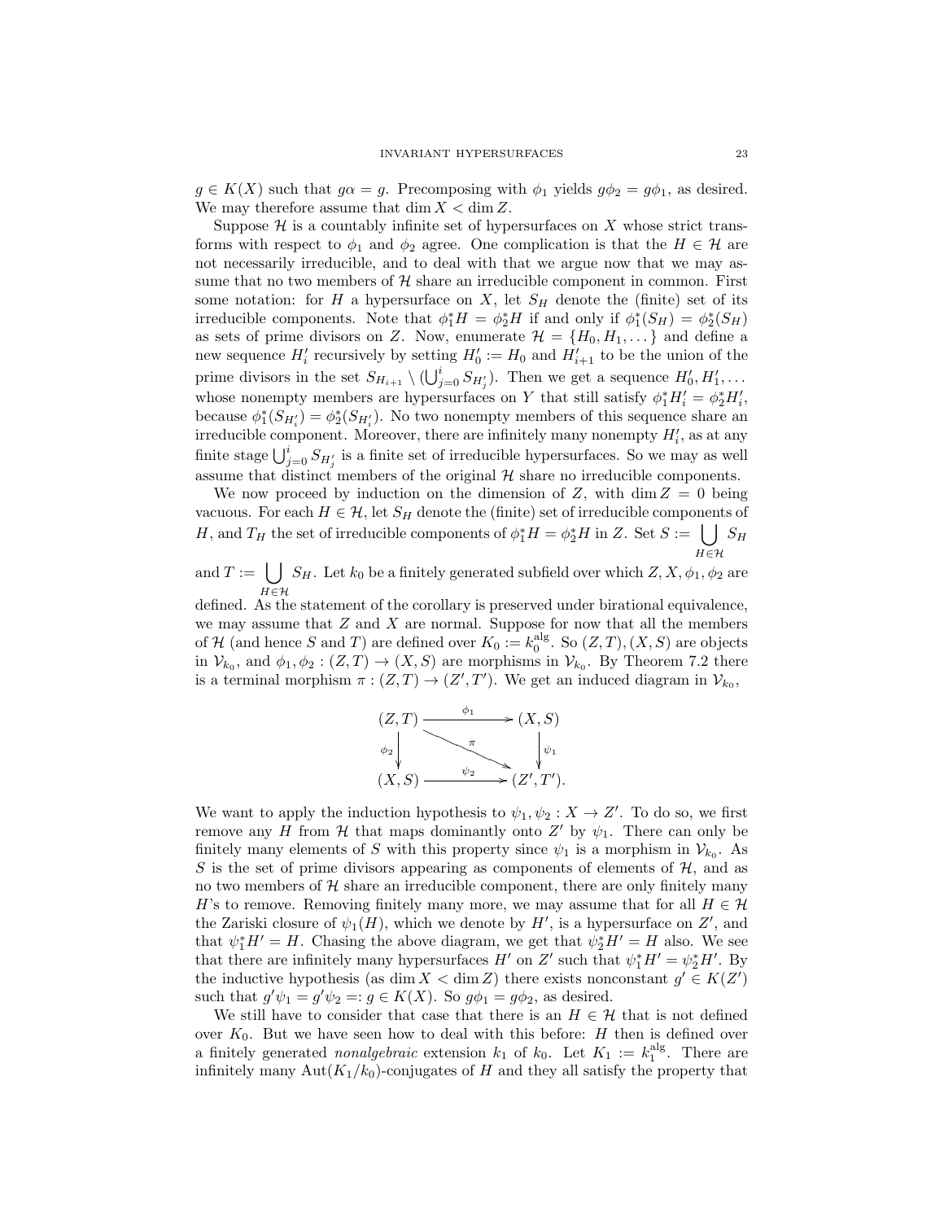$g \in K(X)$ such that $g\alpha = g$. Precomposing with $\phi_1$ yields $g\phi_2 = g\phi_1$, as desired. We may therefore assume that $\dim X < \dim Z$.

Suppose $\mathcal{H}$ is a countably infinite set of hypersurfaces on $X$ whose strict transforms with respect to $\phi_1$ and $\phi_2$ agree. One complication is that the $H \in \mathcal{H}$ are not necessarily irreducible, and to deal with that we argue now that we may assume that no two members of $\mathcal{H}$ share an irreducible component in common. First some notation: for $H$ a hypersurface on $X$, let $S_H$ denote the (finite) set of its irreducible components. Note that $\phi_1^* H = \phi_2^* H$ if and only if $\phi_1^*(S_H) = \phi_2^*(S_H)$ as sets of prime divisors on $Z$. Now, enumerate $\mathcal{H} = \{H_0, H_1, \dots\}$ and define a new sequence $H_i'$ recursively by setting $H_0' := H_0$ and $H_{i+1}'$ to be the union of the prime divisors in the set $S_{H_{i+1}} \setminus (\bigcup_{j=0}^{i} S_{H_j'})$. Then we get a sequence $H_0', H_1', \dots$ whose nonempty members are hypersurfaces on $Y$ that still satisfy $\phi_1^* H_i' = \phi_2^* H_i'$, because $\phi_1^*(S_{H_i'}) = \phi_2^*(S_{H_i'})$. No two nonempty members of this sequence share an irreducible component. Moreover, there are infinitely many nonempty $H_i'$, as at any finite stage $\bigcup_{j=0}^{i} S_{H_j'}$ is a finite set of irreducible hypersurfaces. So we may as well assume that distinct members of the original $\mathcal{H}$ share no irreducible components.

We now proceed by induction on the dimension of $Z$, with $\dim Z = 0$ being vacuous. For each $H \in \mathcal{H}$, let $S_H$ denote the (finite) set of irreducible components of $H$, and $T_H$ the set of irreducible components of $\phi_1^* H = \phi_2^* H$ in $Z$. Set $S := \bigcup_{H \in \mathcal{H}} S_H$ and $T := \bigcup_{H \in \mathcal{H}} S_H$. Let $k_0$ be a finitely generated subfield over which $Z, X, \phi_1, \phi_2$ are defined. As the statement of the corollary is preserved under birational equivalence, we may assume that $Z$ and $X$ are normal. Suppose for now that all the members of $\mathcal{H}$ (and hence $S$ and $T$) are defined over $K_0 := k_0^{\mathrm{alg}}$. So $(Z,T), (X,S)$ are objects in $\mathcal{V}_{k_0}$, and $\phi_1, \phi_2 : (Z,T) \to (X,S)$ are morphisms in $\mathcal{V}_{k_0}$. By Theorem 7.2 there is a terminal morphism $\pi : (Z,T) \to (Z',T')$. We get an induced diagram in $\mathcal{V}_{k_0}$,

$$\begin{array}{ccc} (Z,T) & \xrightarrow{\ \phi_1\ } & (X,S) \\ {\scriptstyle \phi_2}\downarrow & \searrow^{\pi} & \downarrow{\scriptstyle \psi_1} \\ (X,S) & \xrightarrow{\ \psi_2\ } & (Z',T'). \end{array}$$

We want to apply the induction hypothesis to $\psi_1, \psi_2 : X \to Z'$. To do so, we first remove any $H$ from $\mathcal{H}$ that maps dominantly onto $Z'$ by $\psi_1$. There can only be finitely many elements of $S$ with this property since $\psi_1$ is a morphism in $\mathcal{V}_{k_0}$. As $S$ is the set of prime divisors appearing as components of elements of $\mathcal{H}$, and as no two members of $\mathcal{H}$ share an irreducible component, there are only finitely many $H$'s to remove. Removing finitely many more, we may assume that for all $H \in \mathcal{H}$ the Zariski closure of $\psi_1(H)$, which we denote by $H'$, is a hypersurface on $Z'$, and that $\psi_1^* H' = H$. Chasing the above diagram, we get that $\psi_2^* H' = H$ also. We see that there are infinitely many hypersurfaces $H'$ on $Z'$ such that $\psi_1^* H' = \psi_2^* H'$. By the inductive hypothesis (as $\dim X < \dim Z$) there exists nonconstant $g' \in K(Z')$ such that $g'\psi_1 = g'\psi_2 =: g \in K(X)$. So $g\phi_1 = g\phi_2$, as desired.

We still have to consider that case that there is an $H \in \mathcal{H}$ that is not defined over $K_0$. But we have seen how to deal with this before: $H$ then is defined over a finitely generated *nonalgebraic* extension $k_1$ of $k_0$. Let $K_1 := k_1^{\mathrm{alg}}$. There are infinitely many $\mathrm{Aut}(K_1/k_0)$-conjugates of $H$ and they all satisfy the property that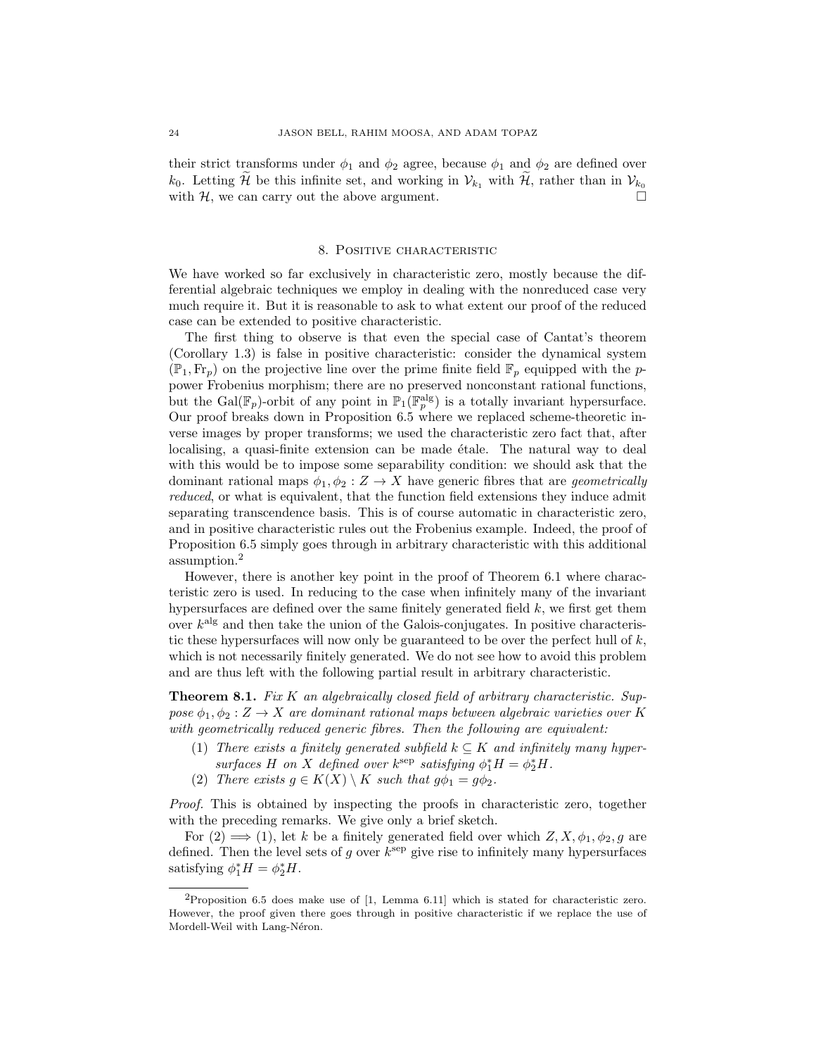their strict transforms under $\phi_1$ and $\phi_2$ agree, because $\phi_1$ and $\phi_2$ are defined over $k_0$. Letting $\widetilde{\mathcal{H}}$ be this infinite set, and working in $\mathcal{V}_{k_1}$ with $\widetilde{\mathcal{H}}$, rather than in $\mathcal{V}_{k_0}$ with $\mathcal{H}$, we can carry out the above argument. $\square$

## 8. Positive characteristic

We have worked so far exclusively in characteristic zero, mostly because the differential algebraic techniques we employ in dealing with the nonreduced case very much require it. But it is reasonable to ask to what extent our proof of the reduced case can be extended to positive characteristic.

The first thing to observe is that even the special case of Cantat's theorem (Corollary 1.3) is false in positive characteristic: consider the dynamical system $(\mathbb{P}_1, \mathrm{Fr}_p)$ on the projective line over the prime finite field $\mathbb{F}_p$ equipped with the $p$-power Frobenius morphism; there are no preserved nonconstant rational functions, but the $\mathrm{Gal}(\mathbb{F}_p)$-orbit of any point in $\mathbb{P}_1(\mathbb{F}_p^{\mathrm{alg}})$ is a totally invariant hypersurface. Our proof breaks down in Proposition 6.5 where we replaced scheme-theoretic inverse images by proper transforms; we used the characteristic zero fact that, after localising, a quasi-finite extension can be made étale. The natural way to deal with this would be to impose some separability condition: we should ask that the dominant rational maps $\phi_1, \phi_2 : Z \to X$ have generic fibres that are *geometrically reduced*, or what is equivalent, that the function field extensions they induce admit separating transcendence basis. This is of course automatic in characteristic zero, and in positive characteristic rules out the Frobenius example. Indeed, the proof of Proposition 6.5 simply goes through in arbitrary characteristic with this additional assumption.[2]

However, there is another key point in the proof of Theorem 6.1 where characteristic zero is used. In reducing to the case when infinitely many of the invariant hypersurfaces are defined over the same finitely generated field $k$, we first get them over $k^{\mathrm{alg}}$ and then take the union of the Galois-conjugates. In positive characteristic these hypersurfaces will now only be guaranteed to be over the perfect hull of $k$, which is not necessarily finitely generated. We do not see how to avoid this problem and are thus left with the following partial result in arbitrary characteristic.

**Theorem 8.1.** *Fix $K$ an algebraically closed field of arbitrary characteristic. Suppose $\phi_1, \phi_2 : Z \to X$ are dominant rational maps between algebraic varieties over $K$ with geometrically reduced generic fibres. Then the following are equivalent:*

1. *There exists a finitely generated subfield $k \subseteq K$ and infinitely many hypersurfaces $H$ on $X$ defined over $k^{\mathrm{sep}}$ satisfying $\phi_1^* H = \phi_2^* H$.*
2. *There exists $g \in K(X) \setminus K$ such that $g\phi_1 = g\phi_2$.*

*Proof.* This is obtained by inspecting the proofs in characteristic zero, together with the preceding remarks. We give only a brief sketch.

For (2) $\Longrightarrow$ (1), let $k$ be a finitely generated field over which $Z, X, \phi_1, \phi_2, g$ are defined. Then the level sets of $g$ over $k^{\mathrm{sep}}$ give rise to infinitely many hypersurfaces satisfying $\phi_1^* H = \phi_2^* H$.

[2] Proposition 6.5 does make use of [1, Lemma 6.11] which is stated for characteristic zero. However, the proof given there goes through in positive characteristic if we replace the use of Mordell-Weil with Lang-Néron.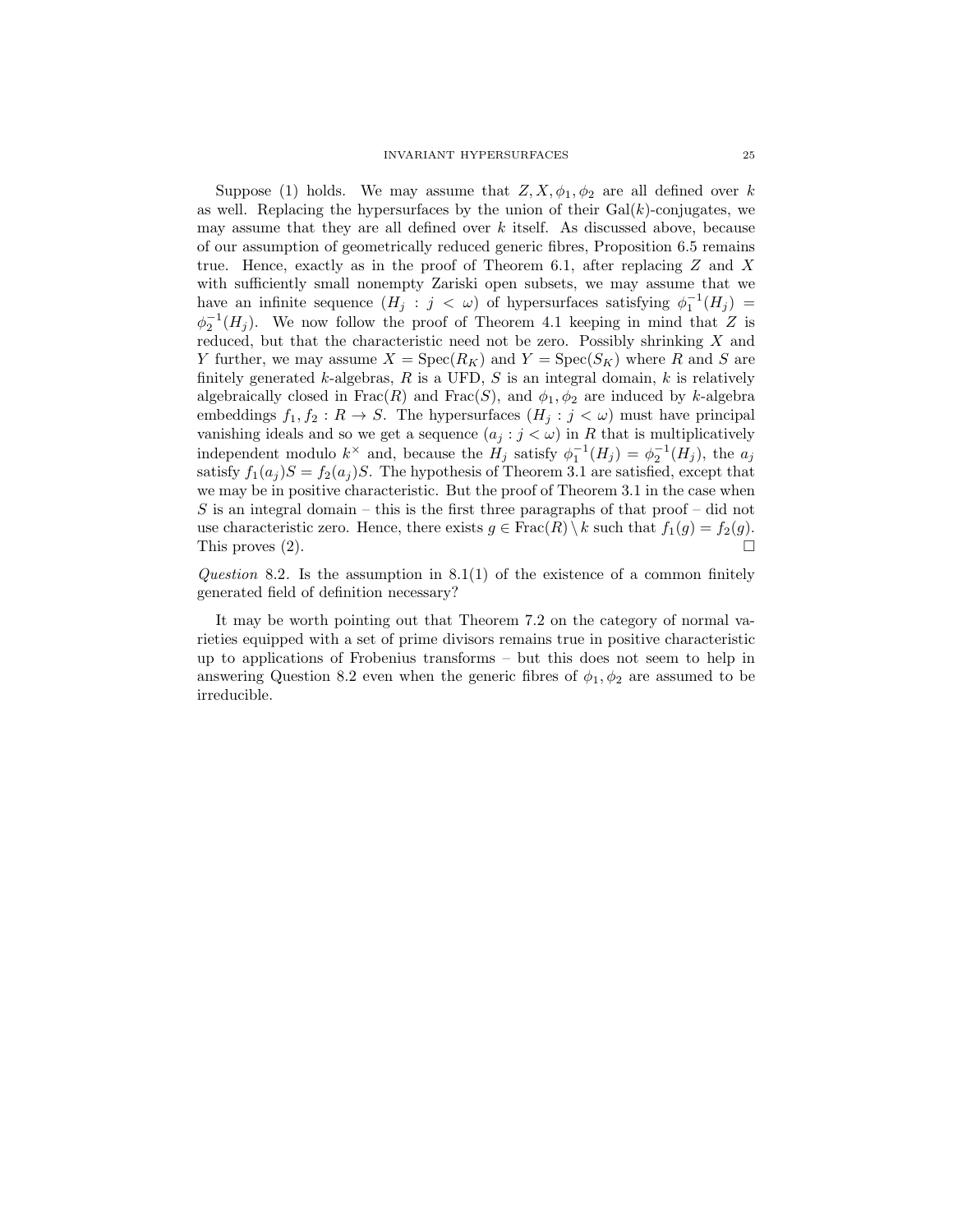Suppose (1) holds. We may assume that $Z, X, \phi_1, \phi_2$ are all defined over $k$ as well. Replacing the hypersurfaces by the union of their $\mathrm{Gal}(k)$-conjugates, we may assume that they are all defined over $k$ itself. As discussed above, because of our assumption of geometrically reduced generic fibres, Proposition 6.5 remains true. Hence, exactly as in the proof of Theorem 6.1, after replacing $Z$ and $X$ with sufficiently small nonempty Zariski open subsets, we may assume that we have an infinite sequence $(H_j : j < \omega)$ of hypersurfaces satisfying $\phi_1^{-1}(H_j) = \phi_2^{-1}(H_j)$. We now follow the proof of Theorem 4.1 keeping in mind that $Z$ is reduced, but that the characteristic need not be zero. Possibly shrinking $X$ and $Y$ further, we may assume $X = \mathrm{Spec}(R_K)$ and $Y = \mathrm{Spec}(S_K)$ where $R$ and $S$ are finitely generated $k$-algebras, $R$ is a UFD, $S$ is an integral domain, $k$ is relatively algebraically closed in $\mathrm{Frac}(R)$ and $\mathrm{Frac}(S)$, and $\phi_1, \phi_2$ are induced by $k$-algebra embeddings $f_1, f_2 : R \to S$. The hypersurfaces $(H_j : j < \omega)$ must have principal vanishing ideals and so we get a sequence $(a_j : j < \omega)$ in $R$ that is multiplicatively independent modulo $k^\times$ and, because the $H_j$ satisfy $\phi_1^{-1}(H_j) = \phi_2^{-1}(H_j)$, the $a_j$ satisfy $f_1(a_j)S = f_2(a_j)S$. The hypothesis of Theorem 3.1 are satisfied, except that we may be in positive characteristic. But the proof of Theorem 3.1 in the case when $S$ is an integral domain – this is the first three paragraphs of that proof – did not use characteristic zero. Hence, there exists $g \in \mathrm{Frac}(R) \setminus k$ such that $f_1(g) = f_2(g)$. This proves (2). $\square$

*Question* 8.2. Is the assumption in 8.1(1) of the existence of a common finitely generated field of definition necessary?

It may be worth pointing out that Theorem 7.2 on the category of normal varieties equipped with a set of prime divisors remains true in positive characteristic up to applications of Frobenius transforms – but this does not seem to help in answering Question 8.2 even when the generic fibres of $\phi_1, \phi_2$ are assumed to be irreducible.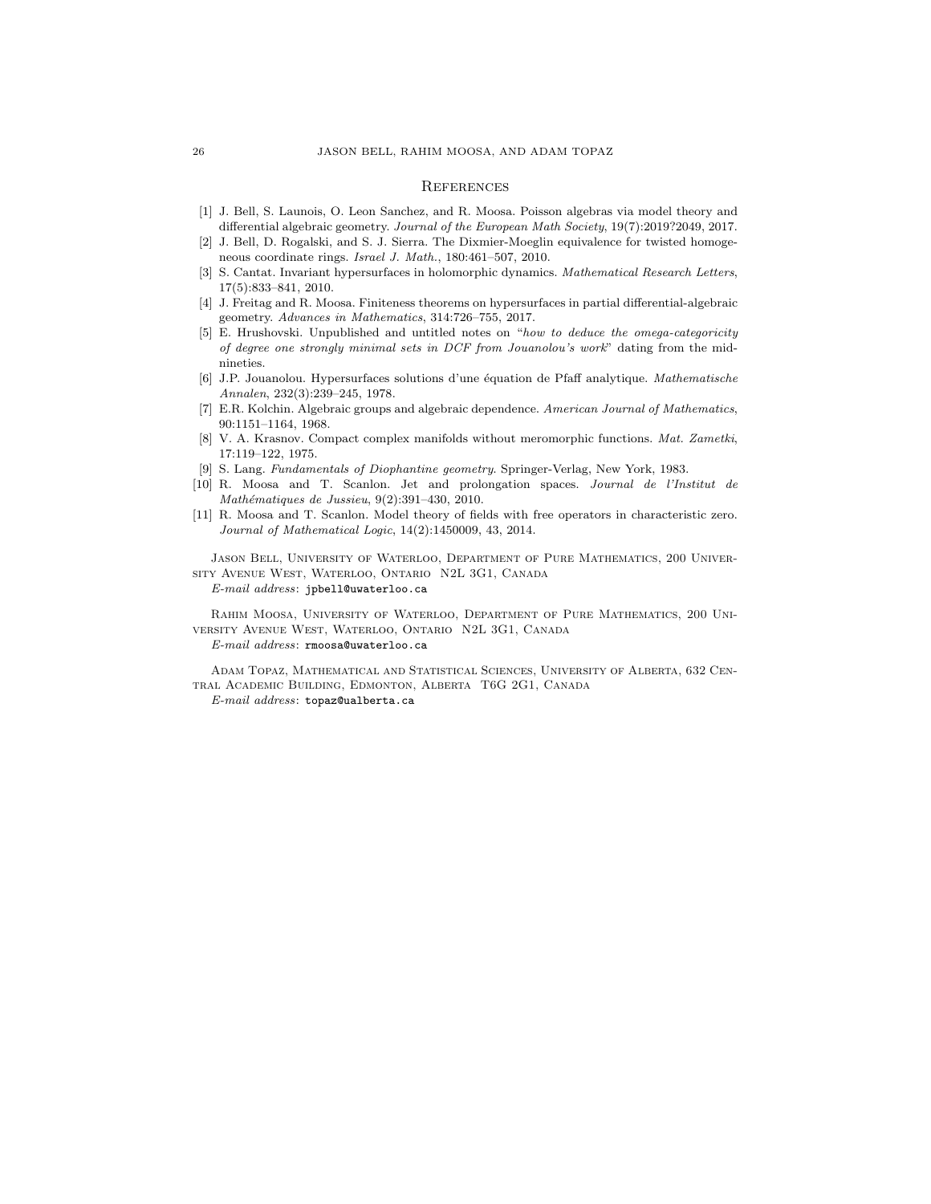## References

[1] J. Bell, S. Launois, O. Leon Sanchez, and R. Moosa. Poisson algebras via model theory and differential algebraic geometry. *Journal of the European Math Society*, 19(7):2019?2049, 2017.

[2] J. Bell, D. Rogalski, and S. J. Sierra. The Dixmier-Moeglin equivalence for twisted homogeneous coordinate rings. *Israel J. Math.*, 180:461–507, 2010.

[3] S. Cantat. Invariant hypersurfaces in holomorphic dynamics. *Mathematical Research Letters*, 17(5):833–841, 2010.

[4] J. Freitag and R. Moosa. Finiteness theorems on hypersurfaces in partial differential-algebraic geometry. *Advances in Mathematics*, 314:726–755, 2017.

[5] E. Hrushovski. Unpublished and untitled notes on "*how to deduce the omega-categoricity of degree one strongly minimal sets in DCF from Jouanolou's work*" dating from the mid-nineties.

[6] J.P. Jouanolou. Hypersurfaces solutions d'une équation de Pfaff analytique. *Mathematische Annalen*, 232(3):239–245, 1978.

[7] E.R. Kolchin. Algebraic groups and algebraic dependence. *American Journal of Mathematics*, 90:1151–1164, 1968.

[8] V. A. Krasnov. Compact complex manifolds without meromorphic functions. *Mat. Zametki*, 17:119–122, 1975.

[9] S. Lang. *Fundamentals of Diophantine geometry*. Springer-Verlag, New York, 1983.

[10] R. Moosa and T. Scanlon. Jet and prolongation spaces. *Journal de l'Institut de Mathématiques de Jussieu*, 9(2):391–430, 2010.

[11] R. Moosa and T. Scanlon. Model theory of fields with free operators in characteristic zero. *Journal of Mathematical Logic*, 14(2):1450009, 43, 2014.

Jason Bell, University of Waterloo, Department of Pure Mathematics, 200 University Avenue West, Waterloo, Ontario N2L 3G1, Canada
*E-mail address*: jpbell@uwaterloo.ca

Rahim Moosa, University of Waterloo, Department of Pure Mathematics, 200 University Avenue West, Waterloo, Ontario N2L 3G1, Canada
*E-mail address*: rmoosa@uwaterloo.ca

Adam Topaz, Mathematical and Statistical Sciences, University of Alberta, 632 Central Academic Building, Edmonton, Alberta T6G 2G1, Canada
*E-mail address*: topaz@ualberta.ca